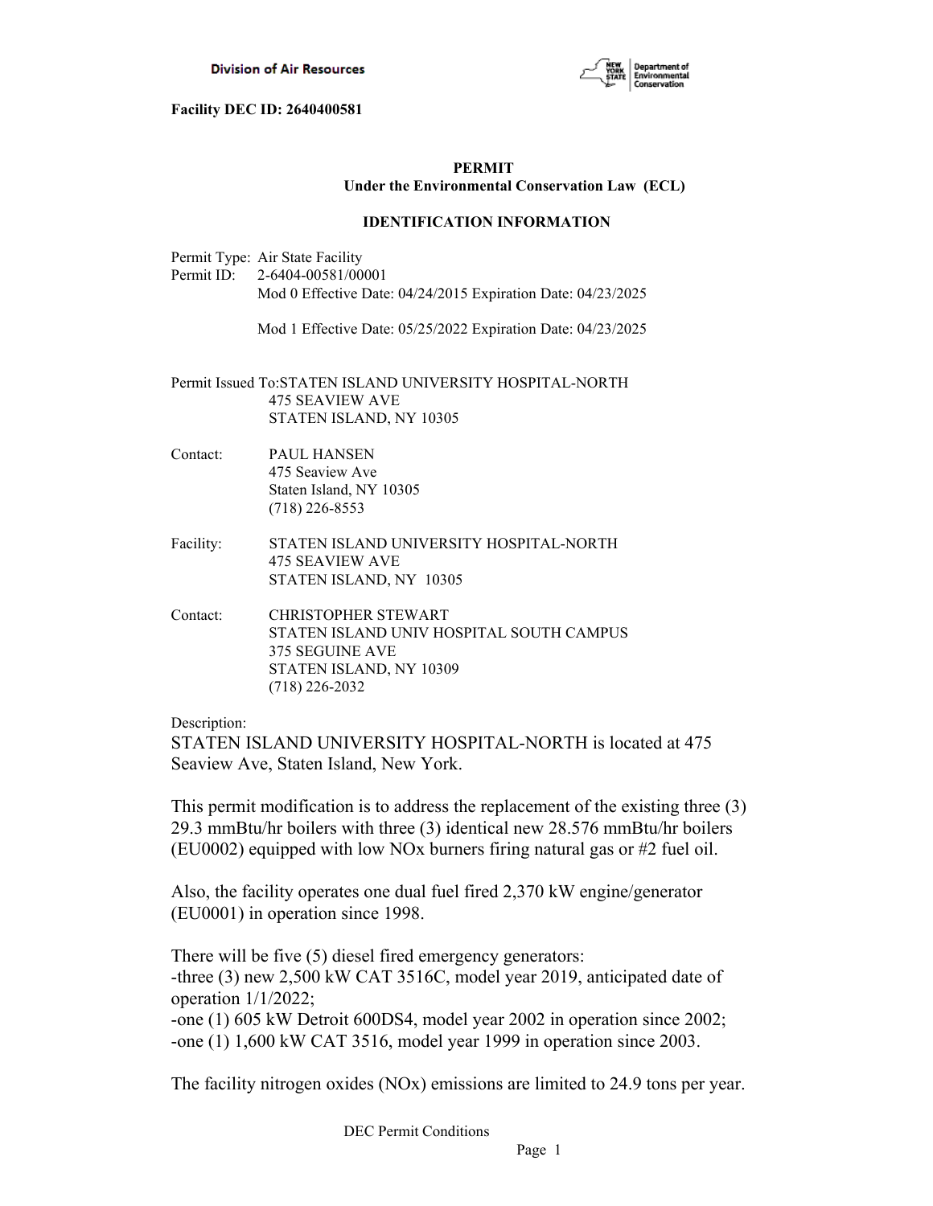Division of Air Resources

**Facility DEC ID: 2640400581**

**PERMIT**
**Under the Environmental Conservation Law (ECL)**

**IDENTIFICATION INFORMATION**

Permit Type: Air State Facility
Permit ID: 2-6404-00581/00001
Mod 0 Effective Date: 04/24/2015 Expiration Date: 04/23/2025

Mod 1 Effective Date: 05/25/2022 Expiration Date: 04/23/2025

Permit Issued To: STATEN ISLAND UNIVERSITY HOSPITAL-NORTH
475 SEAVIEW AVE
STATEN ISLAND, NY 10305

Contact: PAUL HANSEN
475 Seaview Ave
Staten Island, NY 10305
(718) 226-8553

Facility: STATEN ISLAND UNIVERSITY HOSPITAL-NORTH
475 SEAVIEW AVE
STATEN ISLAND, NY 10305

Contact: CHRISTOPHER STEWART
STATEN ISLAND UNIV HOSPITAL SOUTH CAMPUS
375 SEGUINE AVE
STATEN ISLAND, NY 10309
(718) 226-2032

Description:

STATEN ISLAND UNIVERSITY HOSPITAL-NORTH is located at 475 Seaview Ave, Staten Island, New York.

This permit modification is to address the replacement of the existing three (3) 29.3 mmBtu/hr boilers with three (3) identical new 28.576 mmBtu/hr boilers (EU0002) equipped with low NOx burners firing natural gas or #2 fuel oil.

Also, the facility operates one dual fuel fired 2,370 kW engine/generator (EU0001) in operation since 1998.

There will be five (5) diesel fired emergency generators:
-three (3) new 2,500 kW CAT 3516C, model year 2019, anticipated date of operation 1/1/2022;
-one (1) 605 kW Detroit 600DS4, model year 2002 in operation since 2002;
-one (1) 1,600 kW CAT 3516, model year 1999 in operation since 2003.

The facility nitrogen oxides (NOx) emissions are limited to 24.9 tons per year.

DEC Permit Conditions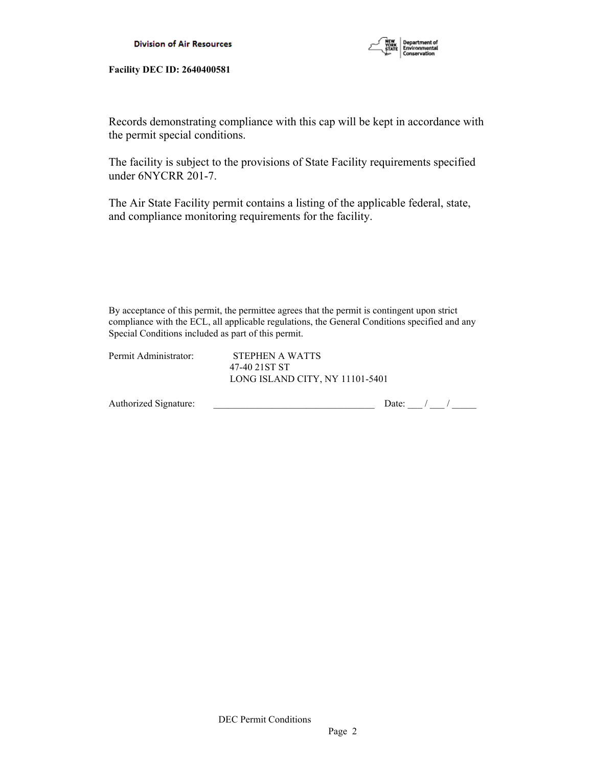Records demonstrating compliance with this cap will be kept in accordance with the permit special conditions.

The facility is subject to the provisions of State Facility requirements specified under 6NYCRR 201-7.

The Air State Facility permit contains a listing of the applicable federal, state, and compliance monitoring requirements for the facility.

By acceptance of this permit, the permittee agrees that the permit is contingent upon strict compliance with the ECL, all applicable regulations, the General Conditions specified and any Special Conditions included as part of this permit.

Permit Administrator: STEPHEN A WATTS
47-40 21ST ST
LONG ISLAND CITY, NY 11101-5401

Authorized Signature: _________________________________ Date: ___ / ___ / _____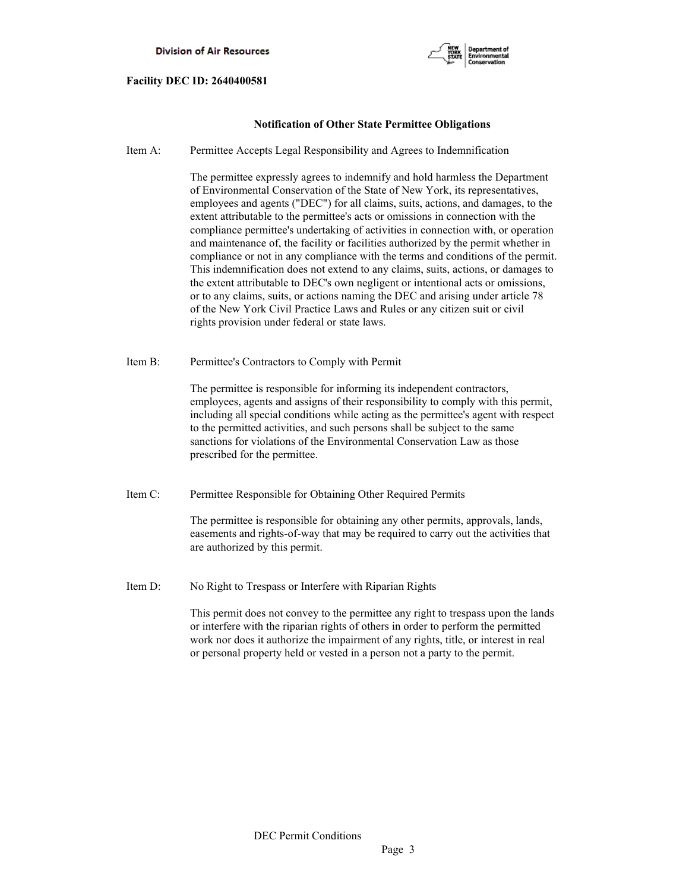**Facility DEC ID: 2640400581**

## Notification of Other State Permittee Obligations

Item A: Permittee Accepts Legal Responsibility and Agrees to Indemnification

The permittee expressly agrees to indemnify and hold harmless the Department of Environmental Conservation of the State of New York, its representatives, employees and agents ("DEC") for all claims, suits, actions, and damages, to the extent attributable to the permittee's acts or omissions in connection with the compliance permittee's undertaking of activities in connection with, or operation and maintenance of, the facility or facilities authorized by the permit whether in compliance or not in any compliance with the terms and conditions of the permit. This indemnification does not extend to any claims, suits, actions, or damages to the extent attributable to DEC's own negligent or intentional acts or omissions, or to any claims, suits, or actions naming the DEC and arising under article 78 of the New York Civil Practice Laws and Rules or any citizen suit or civil rights provision under federal or state laws.

Item B: Permittee's Contractors to Comply with Permit

The permittee is responsible for informing its independent contractors, employees, agents and assigns of their responsibility to comply with this permit, including all special conditions while acting as the permittee's agent with respect to the permitted activities, and such persons shall be subject to the same sanctions for violations of the Environmental Conservation Law as those prescribed for the permittee.

Item C: Permittee Responsible for Obtaining Other Required Permits

The permittee is responsible for obtaining any other permits, approvals, lands, easements and rights-of-way that may be required to carry out the activities that are authorized by this permit.

Item D: No Right to Trespass or Interfere with Riparian Rights

This permit does not convey to the permittee any right to trespass upon the lands or interfere with the riparian rights of others in order to perform the permitted work nor does it authorize the impairment of any rights, title, or interest in real or personal property held or vested in a person not a party to the permit.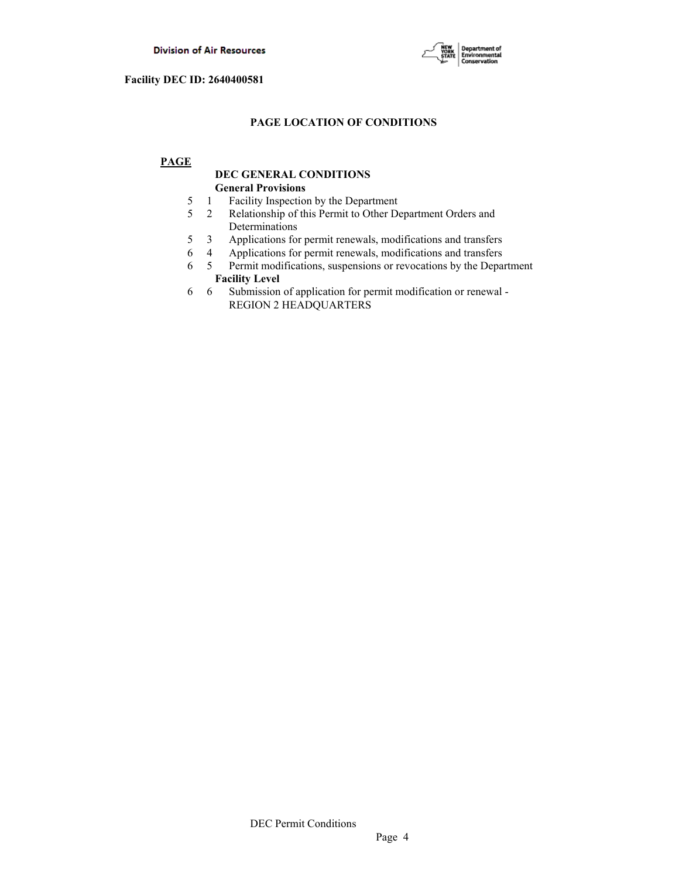Facility DEC ID: 2640400581

## PAGE LOCATION OF CONDITIONS

**PAGE**

**DEC GENERAL CONDITIONS**

**General Provisions**

| | | |
|---|---|---|
| 5 | 1 | Facility Inspection by the Department |
| 5 | 2 | Relationship of this Permit to Other Department Orders and Determinations |
| 5 | 3 | Applications for permit renewals, modifications and transfers |
| 6 | 4 | Applications for permit renewals, modifications and transfers |
| 6 | 5 | Permit modifications, suspensions or revocations by the Department |

**Facility Level**

| | | |
|---|---|---|
| 6 | 6 | Submission of application for permit modification or renewal - REGION 2 HEADQUARTERS |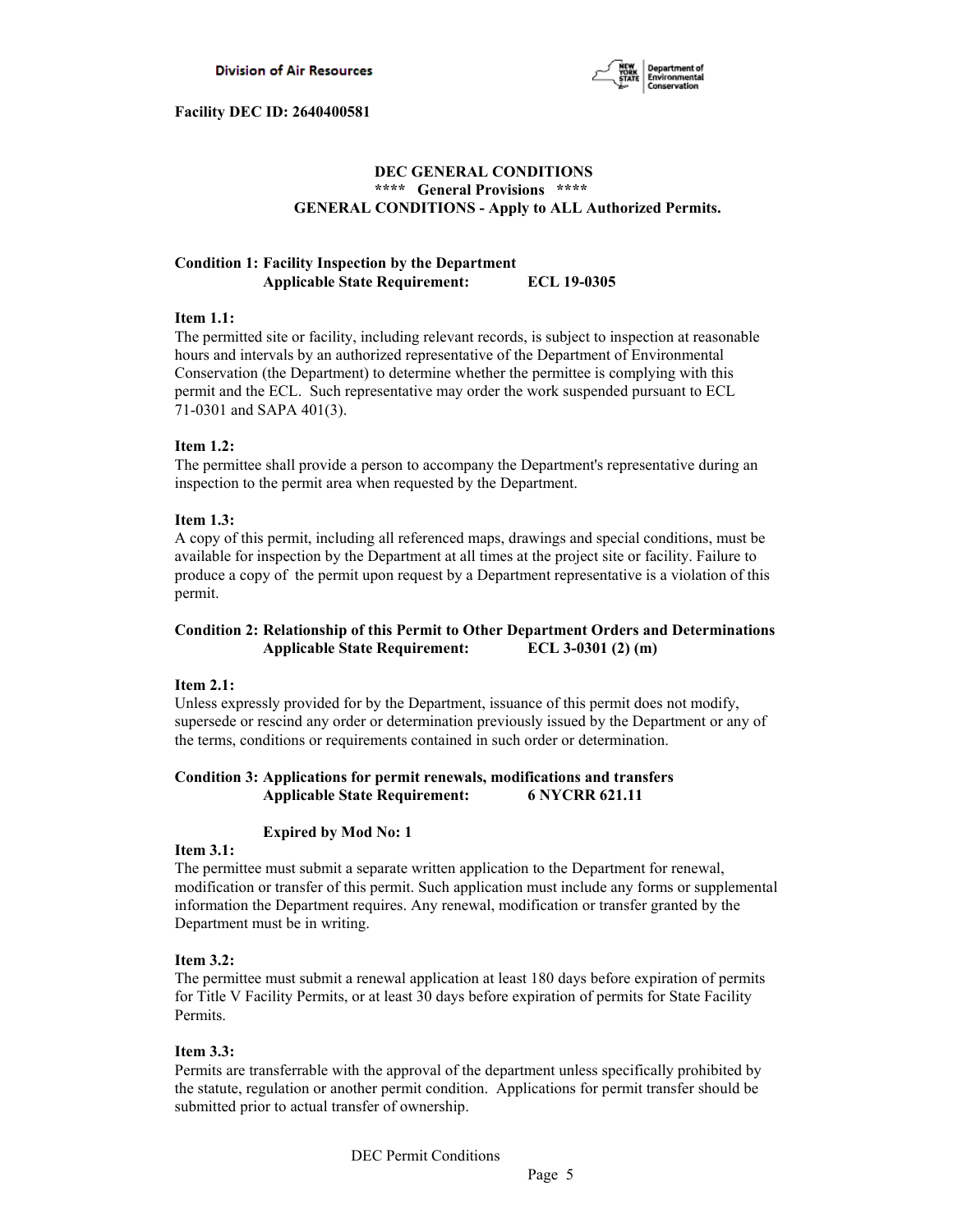**Facility DEC ID: 2640400581**

## DEC GENERAL CONDITIONS
### **** General Provisions ****
### GENERAL CONDITIONS - Apply to ALL Authorized Permits.

**Condition 1: Facility Inspection by the Department**
**Applicable State Requirement: ECL 19-0305**

**Item 1.1:**
The permitted site or facility, including relevant records, is subject to inspection at reasonable hours and intervals by an authorized representative of the Department of Environmental Conservation (the Department) to determine whether the permittee is complying with this permit and the ECL. Such representative may order the work suspended pursuant to ECL 71-0301 and SAPA 401(3).

**Item 1.2:**
The permittee shall provide a person to accompany the Department's representative during an inspection to the permit area when requested by the Department.

**Item 1.3:**
A copy of this permit, including all referenced maps, drawings and special conditions, must be available for inspection by the Department at all times at the project site or facility. Failure to produce a copy of the permit upon request by a Department representative is a violation of this permit.

**Condition 2: Relationship of this Permit to Other Department Orders and Determinations**
**Applicable State Requirement: ECL 3-0301 (2) (m)**

**Item 2.1:**
Unless expressly provided for by the Department, issuance of this permit does not modify, supersede or rescind any order or determination previously issued by the Department or any of the terms, conditions or requirements contained in such order or determination.

**Condition 3: Applications for permit renewals, modifications and transfers**
**Applicable State Requirement: 6 NYCRR 621.11**

**Expired by Mod No: 1**

**Item 3.1:**
The permittee must submit a separate written application to the Department for renewal, modification or transfer of this permit. Such application must include any forms or supplemental information the Department requires. Any renewal, modification or transfer granted by the Department must be in writing.

**Item 3.2:**
The permittee must submit a renewal application at least 180 days before expiration of permits for Title V Facility Permits, or at least 30 days before expiration of permits for State Facility Permits.

**Item 3.3:**
Permits are transferrable with the approval of the department unless specifically prohibited by the statute, regulation or another permit condition. Applications for permit transfer should be submitted prior to actual transfer of ownership.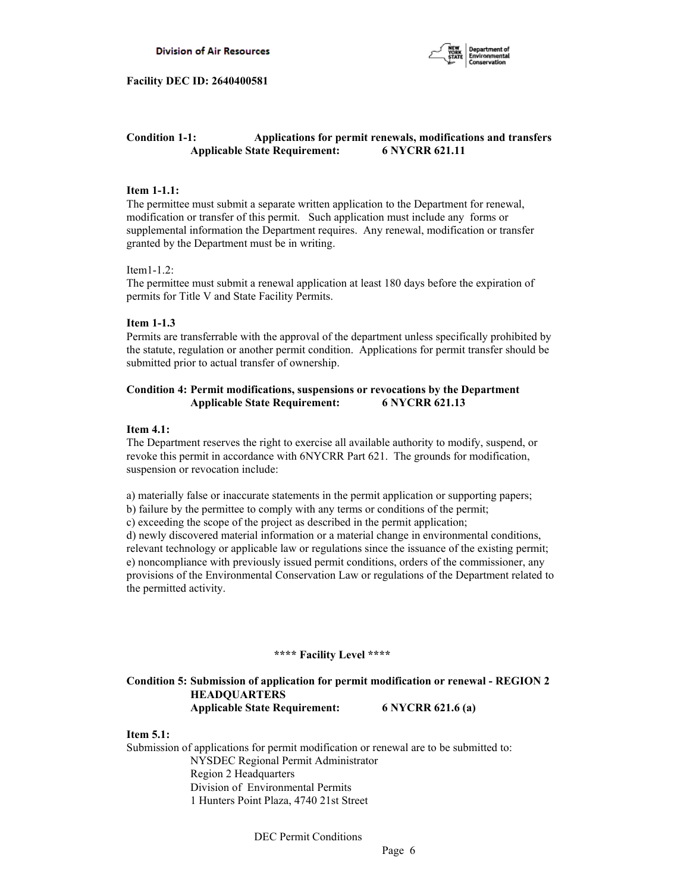**Facility DEC ID: 2640400581**

**Condition 1-1: Applications for permit renewals, modifications and transfers**
**Applicable State Requirement: 6 NYCRR 621.11**

**Item 1-1.1:**
The permittee must submit a separate written application to the Department for renewal, modification or transfer of this permit. Such application must include any forms or supplemental information the Department requires. Any renewal, modification or transfer granted by the Department must be in writing.

Item1-1.2:
The permittee must submit a renewal application at least 180 days before the expiration of permits for Title V and State Facility Permits.

**Item 1-1.3**
Permits are transferrable with the approval of the department unless specifically prohibited by the statute, regulation or another permit condition. Applications for permit transfer should be submitted prior to actual transfer of ownership.

**Condition 4: Permit modifications, suspensions or revocations by the Department**
**Applicable State Requirement: 6 NYCRR 621.13**

**Item 4.1:**
The Department reserves the right to exercise all available authority to modify, suspend, or revoke this permit in accordance with 6NYCRR Part 621. The grounds for modification, suspension or revocation include:

a) materially false or inaccurate statements in the permit application or supporting papers;
b) failure by the permittee to comply with any terms or conditions of the permit;
c) exceeding the scope of the project as described in the permit application;
d) newly discovered material information or a material change in environmental conditions, relevant technology or applicable law or regulations since the issuance of the existing permit;
e) noncompliance with previously issued permit conditions, orders of the commissioner, any provisions of the Environmental Conservation Law or regulations of the Department related to the permitted activity.

**\*\*\*\* Facility Level \*\*\*\***

**Condition 5: Submission of application for permit modification or renewal - REGION 2 HEADQUARTERS**
**Applicable State Requirement: 6 NYCRR 621.6 (a)**

**Item 5.1:**
Submission of applications for permit modification or renewal are to be submitted to:

NYSDEC Regional Permit Administrator
Region 2 Headquarters
Division of Environmental Permits
1 Hunters Point Plaza, 4740 21st Street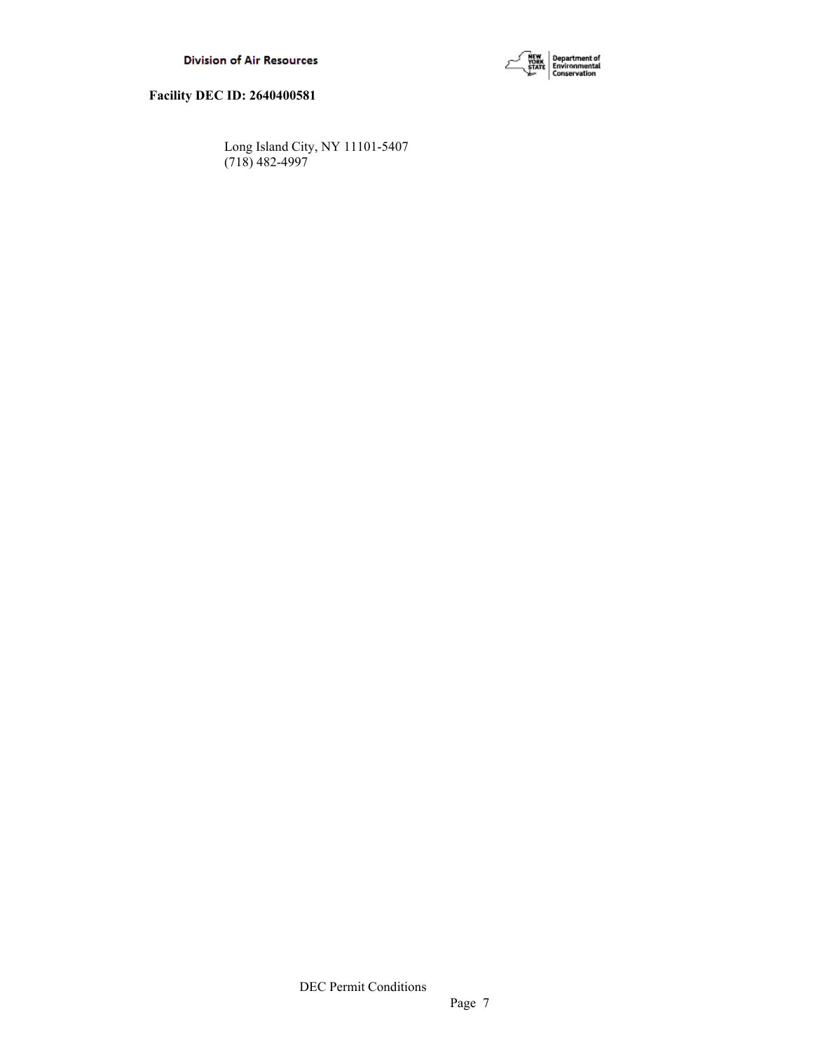Long Island City, NY 11101-5407
(718) 482-4997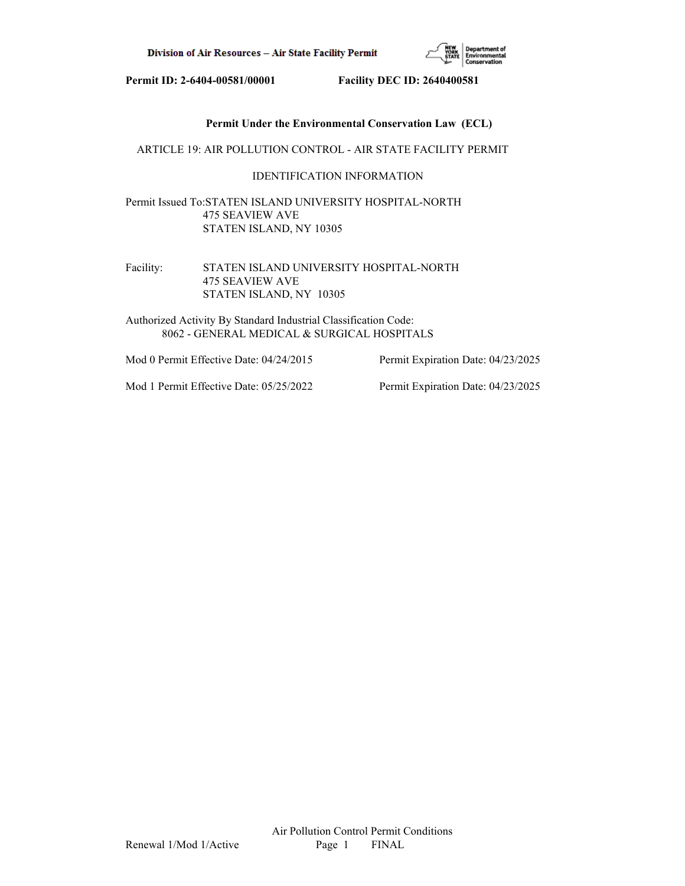**Permit ID: 2-6404-00581/00001 Facility DEC ID: 2640400581**

**Permit Under the Environmental Conservation Law (ECL)**

ARTICLE 19: AIR POLLUTION CONTROL - AIR STATE FACILITY PERMIT

IDENTIFICATION INFORMATION

Permit Issued To: STATEN ISLAND UNIVERSITY HOSPITAL-NORTH
475 SEAVIEW AVE
STATEN ISLAND, NY 10305

Facility: STATEN ISLAND UNIVERSITY HOSPITAL-NORTH
475 SEAVIEW AVE
STATEN ISLAND, NY 10305

Authorized Activity By Standard Industrial Classification Code:
8062 - GENERAL MEDICAL & SURGICAL HOSPITALS

Mod 0 Permit Effective Date: 04/24/2015 Permit Expiration Date: 04/23/2025

Mod 1 Permit Effective Date: 05/25/2022 Permit Expiration Date: 04/23/2025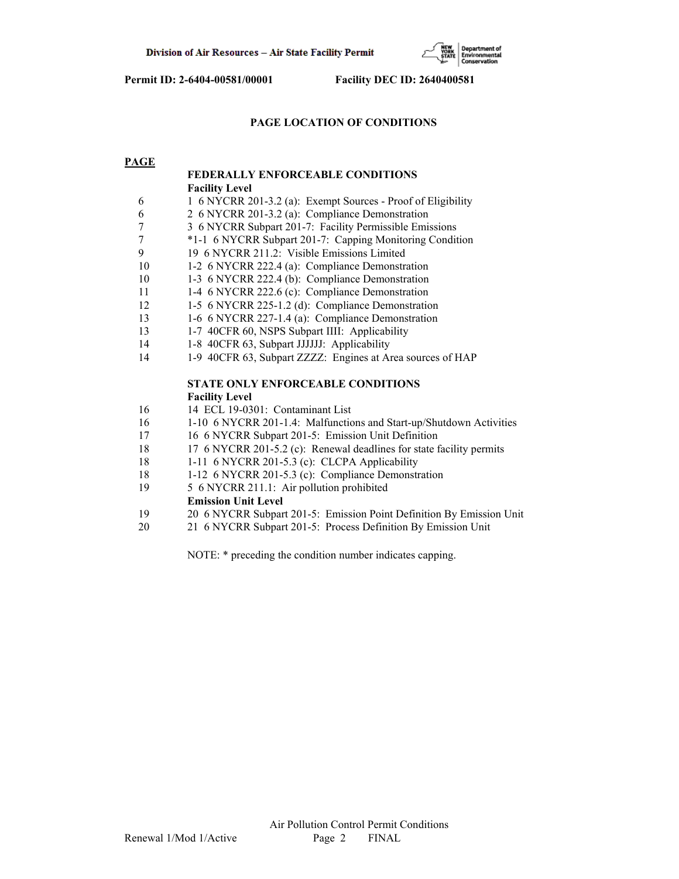## PAGE LOCATION OF CONDITIONS

| PAGE | |
|---|---|
| | **FEDERALLY ENFORCEABLE CONDITIONS** |
| | **Facility Level** |
| 6 | 1 6 NYCRR 201-3.2 (a): Exempt Sources - Proof of Eligibility |
| 6 | 2 6 NYCRR 201-3.2 (a): Compliance Demonstration |
| 7 | 3 6 NYCRR Subpart 201-7: Facility Permissible Emissions |
| 7 | *1-1 6 NYCRR Subpart 201-7: Capping Monitoring Condition |
| 9 | 19 6 NYCRR 211.2: Visible Emissions Limited |
| 10 | 1-2 6 NYCRR 222.4 (a): Compliance Demonstration |
| 10 | 1-3 6 NYCRR 222.4 (b): Compliance Demonstration |
| 11 | 1-4 6 NYCRR 222.6 (c): Compliance Demonstration |
| 12 | 1-5 6 NYCRR 225-1.2 (d): Compliance Demonstration |
| 13 | 1-6 6 NYCRR 227-1.4 (a): Compliance Demonstration |
| 13 | 1-7 40CFR 60, NSPS Subpart IIII: Applicability |
| 14 | 1-8 40CFR 63, Subpart JJJJJJ: Applicability |
| 14 | 1-9 40CFR 63, Subpart ZZZZ: Engines at Area sources of HAP |
| | **STATE ONLY ENFORCEABLE CONDITIONS** |
| | **Facility Level** |
| 16 | 14 ECL 19-0301: Contaminant List |
| 16 | 1-10 6 NYCRR 201-1.4: Malfunctions and Start-up/Shutdown Activities |
| 17 | 16 6 NYCRR Subpart 201-5: Emission Unit Definition |
| 18 | 17 6 NYCRR 201-5.2 (c): Renewal deadlines for state facility permits |
| 18 | 1-11 6 NYCRR 201-5.3 (c): CLCPA Applicability |
| 18 | 1-12 6 NYCRR 201-5.3 (c): Compliance Demonstration |
| 19 | 5 6 NYCRR 211.1: Air pollution prohibited |
| | **Emission Unit Level** |
| 19 | 20 6 NYCRR Subpart 201-5: Emission Point Definition By Emission Unit |
| 20 | 21 6 NYCRR Subpart 201-5: Process Definition By Emission Unit |

NOTE: * preceding the condition number indicates capping.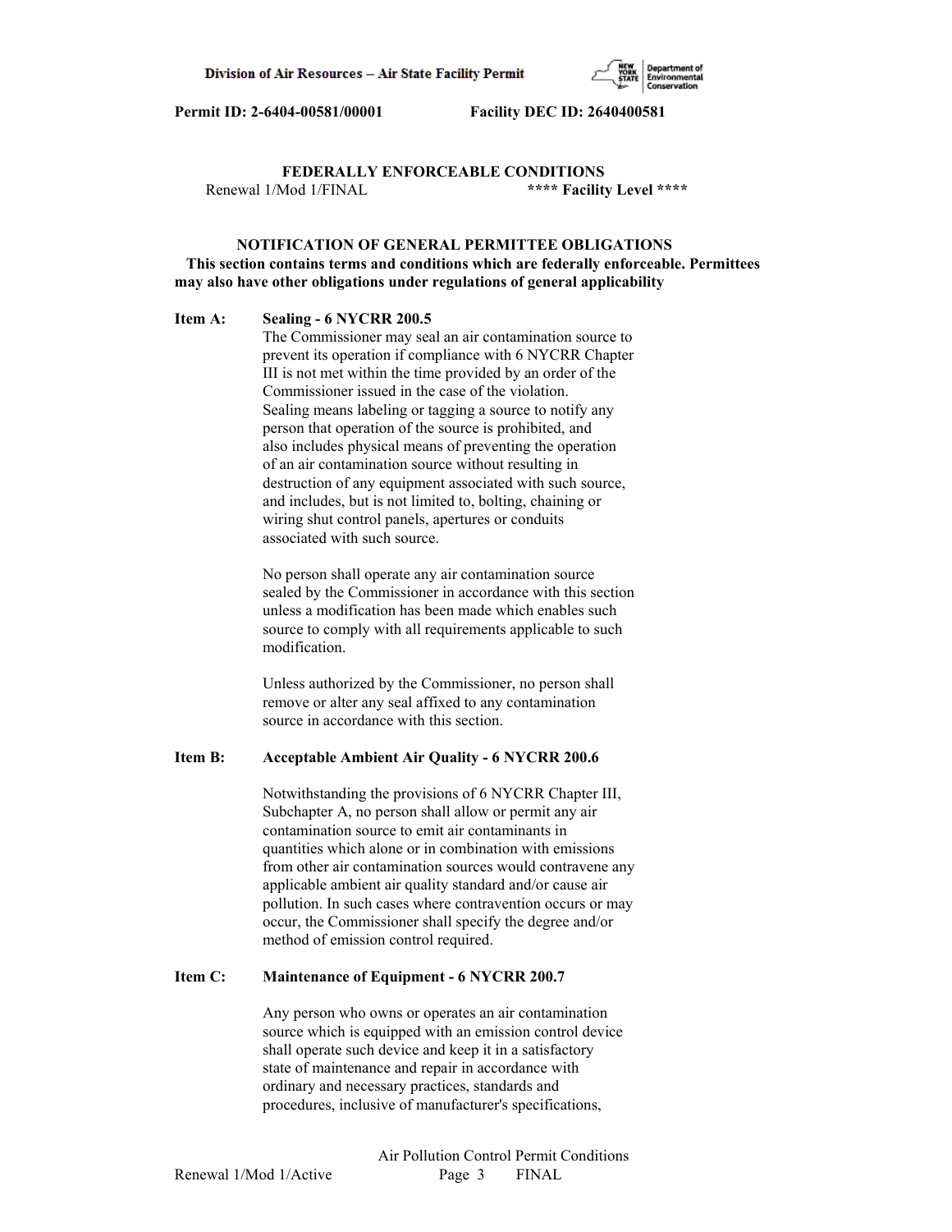**FEDERALLY ENFORCEABLE CONDITIONS**

Renewal 1/Mod 1/FINAL **\*\*\*\* Facility Level \*\*\*\***

**NOTIFICATION OF GENERAL PERMITTEE OBLIGATIONS**

**This section contains terms and conditions which are federally enforceable. Permittees may also have other obligations under regulations of general applicability**

**Item A: Sealing - 6 NYCRR 200.5**

The Commissioner may seal an air contamination source to prevent its operation if compliance with 6 NYCRR Chapter III is not met within the time provided by an order of the Commissioner issued in the case of the violation. Sealing means labeling or tagging a source to notify any person that operation of the source is prohibited, and also includes physical means of preventing the operation of an air contamination source without resulting in destruction of any equipment associated with such source, and includes, but is not limited to, bolting, chaining or wiring shut control panels, apertures or conduits associated with such source.

No person shall operate any air contamination source sealed by the Commissioner in accordance with this section unless a modification has been made which enables such source to comply with all requirements applicable to such modification.

Unless authorized by the Commissioner, no person shall remove or alter any seal affixed to any contamination source in accordance with this section.

**Item B: Acceptable Ambient Air Quality - 6 NYCRR 200.6**

Notwithstanding the provisions of 6 NYCRR Chapter III, Subchapter A, no person shall allow or permit any air contamination source to emit air contaminants in quantities which alone or in combination with emissions from other air contamination sources would contravene any applicable ambient air quality standard and/or cause air pollution. In such cases where contravention occurs or may occur, the Commissioner shall specify the degree and/or method of emission control required.

**Item C: Maintenance of Equipment - 6 NYCRR 200.7**

Any person who owns or operates an air contamination source which is equipped with an emission control device shall operate such device and keep it in a satisfactory state of maintenance and repair in accordance with ordinary and necessary practices, standards and procedures, inclusive of manufacturer's specifications,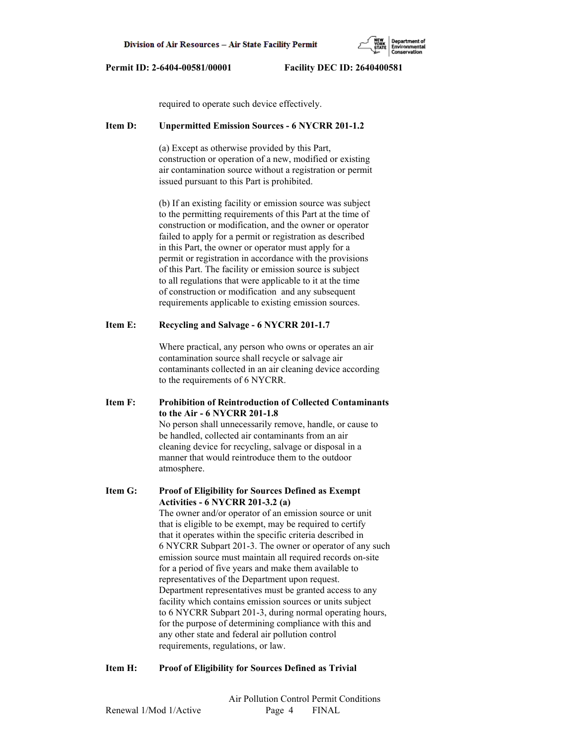required to operate such device effectively.

**Item D: Unpermitted Emission Sources - 6 NYCRR 201-1.2**

(a) Except as otherwise provided by this Part, construction or operation of a new, modified or existing air contamination source without a registration or permit issued pursuant to this Part is prohibited.

(b) If an existing facility or emission source was subject to the permitting requirements of this Part at the time of construction or modification, and the owner or operator failed to apply for a permit or registration as described in this Part, the owner or operator must apply for a permit or registration in accordance with the provisions of this Part. The facility or emission source is subject to all regulations that were applicable to it at the time of construction or modification and any subsequent requirements applicable to existing emission sources.

**Item E: Recycling and Salvage - 6 NYCRR 201-1.7**

Where practical, any person who owns or operates an air contamination source shall recycle or salvage air contaminants collected in an air cleaning device according to the requirements of 6 NYCRR.

**Item F: Prohibition of Reintroduction of Collected Contaminants to the Air - 6 NYCRR 201-1.8**

No person shall unnecessarily remove, handle, or cause to be handled, collected air contaminants from an air cleaning device for recycling, salvage or disposal in a manner that would reintroduce them to the outdoor atmosphere.

**Item G: Proof of Eligibility for Sources Defined as Exempt Activities - 6 NYCRR 201-3.2 (a)**

The owner and/or operator of an emission source or unit that is eligible to be exempt, may be required to certify that it operates within the specific criteria described in 6 NYCRR Subpart 201-3. The owner or operator of any such emission source must maintain all required records on-site for a period of five years and make them available to representatives of the Department upon request. Department representatives must be granted access to any facility which contains emission sources or units subject to 6 NYCRR Subpart 201-3, during normal operating hours, for the purpose of determining compliance with this and any other state and federal air pollution control requirements, regulations, or law.

**Item H: Proof of Eligibility for Sources Defined as Trivial**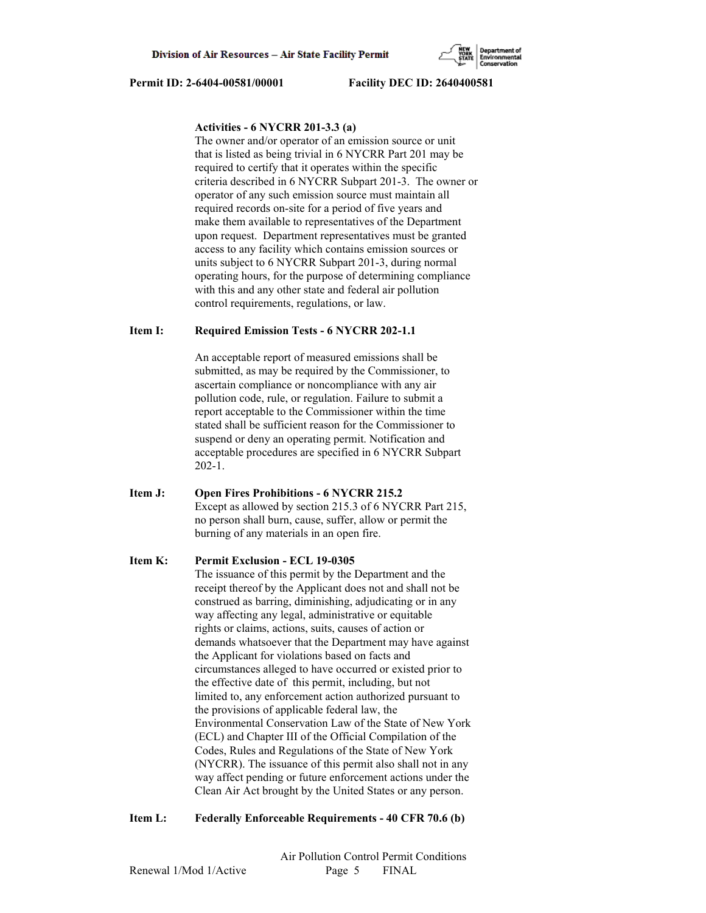**Activities - 6 NYCRR 201-3.3 (a)**

The owner and/or operator of an emission source or unit that is listed as being trivial in 6 NYCRR Part 201 may be required to certify that it operates within the specific criteria described in 6 NYCRR Subpart 201-3. The owner or operator of any such emission source must maintain all required records on-site for a period of five years and make them available to representatives of the Department upon request. Department representatives must be granted access to any facility which contains emission sources or units subject to 6 NYCRR Subpart 201-3, during normal operating hours, for the purpose of determining compliance with this and any other state and federal air pollution control requirements, regulations, or law.

**Item I: Required Emission Tests - 6 NYCRR 202-1.1**

An acceptable report of measured emissions shall be submitted, as may be required by the Commissioner, to ascertain compliance or noncompliance with any air pollution code, rule, or regulation. Failure to submit a report acceptable to the Commissioner within the time stated shall be sufficient reason for the Commissioner to suspend or deny an operating permit. Notification and acceptable procedures are specified in 6 NYCRR Subpart 202-1.

**Item J: Open Fires Prohibitions - 6 NYCRR 215.2**

Except as allowed by section 215.3 of 6 NYCRR Part 215, no person shall burn, cause, suffer, allow or permit the burning of any materials in an open fire.

**Item K: Permit Exclusion - ECL 19-0305**

The issuance of this permit by the Department and the receipt thereof by the Applicant does not and shall not be construed as barring, diminishing, adjudicating or in any way affecting any legal, administrative or equitable rights or claims, actions, suits, causes of action or demands whatsoever that the Department may have against the Applicant for violations based on facts and circumstances alleged to have occurred or existed prior to the effective date of this permit, including, but not limited to, any enforcement action authorized pursuant to the provisions of applicable federal law, the Environmental Conservation Law of the State of New York (ECL) and Chapter III of the Official Compilation of the Codes, Rules and Regulations of the State of New York (NYCRR). The issuance of this permit also shall not in any way affect pending or future enforcement actions under the Clean Air Act brought by the United States or any person.

**Item L: Federally Enforceable Requirements - 40 CFR 70.6 (b)**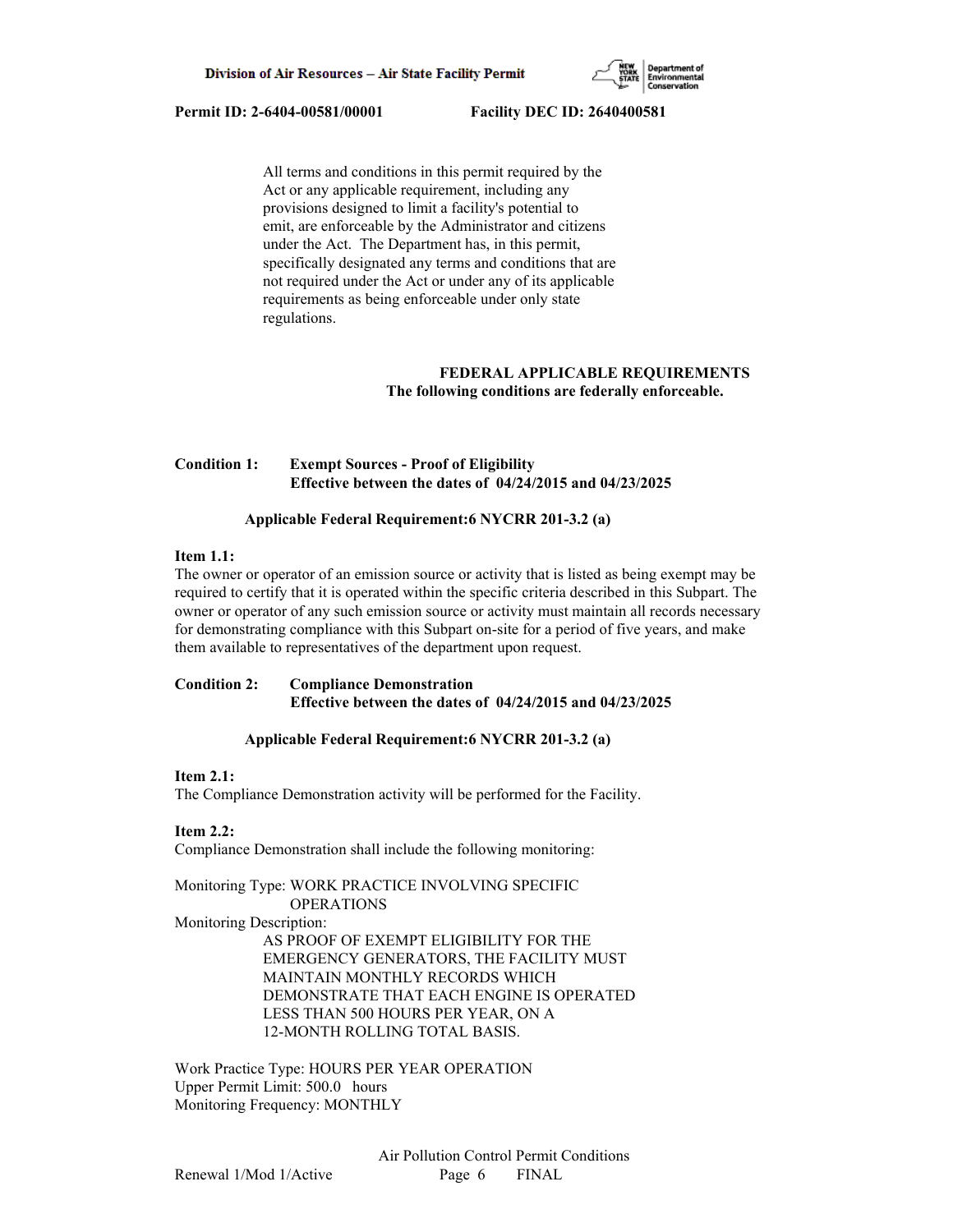All terms and conditions in this permit required by the Act or any applicable requirement, including any provisions designed to limit a facility's potential to emit, are enforceable by the Administrator and citizens under the Act. The Department has, in this permit, specifically designated any terms and conditions that are not required under the Act or under any of its applicable requirements as being enforceable under only state regulations.

## FEDERAL APPLICABLE REQUIREMENTS
**The following conditions are federally enforceable.**

**Condition 1: Exempt Sources - Proof of Eligibility**
**Effective between the dates of 04/24/2015 and 04/23/2025**

**Applicable Federal Requirement:6 NYCRR 201-3.2 (a)**

**Item 1.1:**
The owner or operator of an emission source or activity that is listed as being exempt may be required to certify that it is operated within the specific criteria described in this Subpart. The owner or operator of any such emission source or activity must maintain all records necessary for demonstrating compliance with this Subpart on-site for a period of five years, and make them available to representatives of the department upon request.

**Condition 2: Compliance Demonstration**
**Effective between the dates of 04/24/2015 and 04/23/2025**

**Applicable Federal Requirement:6 NYCRR 201-3.2 (a)**

**Item 2.1:**
The Compliance Demonstration activity will be performed for the Facility.

**Item 2.2:**
Compliance Demonstration shall include the following monitoring:

Monitoring Type: WORK PRACTICE INVOLVING SPECIFIC OPERATIONS
Monitoring Description:
AS PROOF OF EXEMPT ELIGIBILITY FOR THE EMERGENCY GENERATORS, THE FACILITY MUST MAINTAIN MONTHLY RECORDS WHICH DEMONSTRATE THAT EACH ENGINE IS OPERATED LESS THAN 500 HOURS PER YEAR, ON A 12-MONTH ROLLING TOTAL BASIS.

Work Practice Type: HOURS PER YEAR OPERATION
Upper Permit Limit: 500.0 hours
Monitoring Frequency: MONTHLY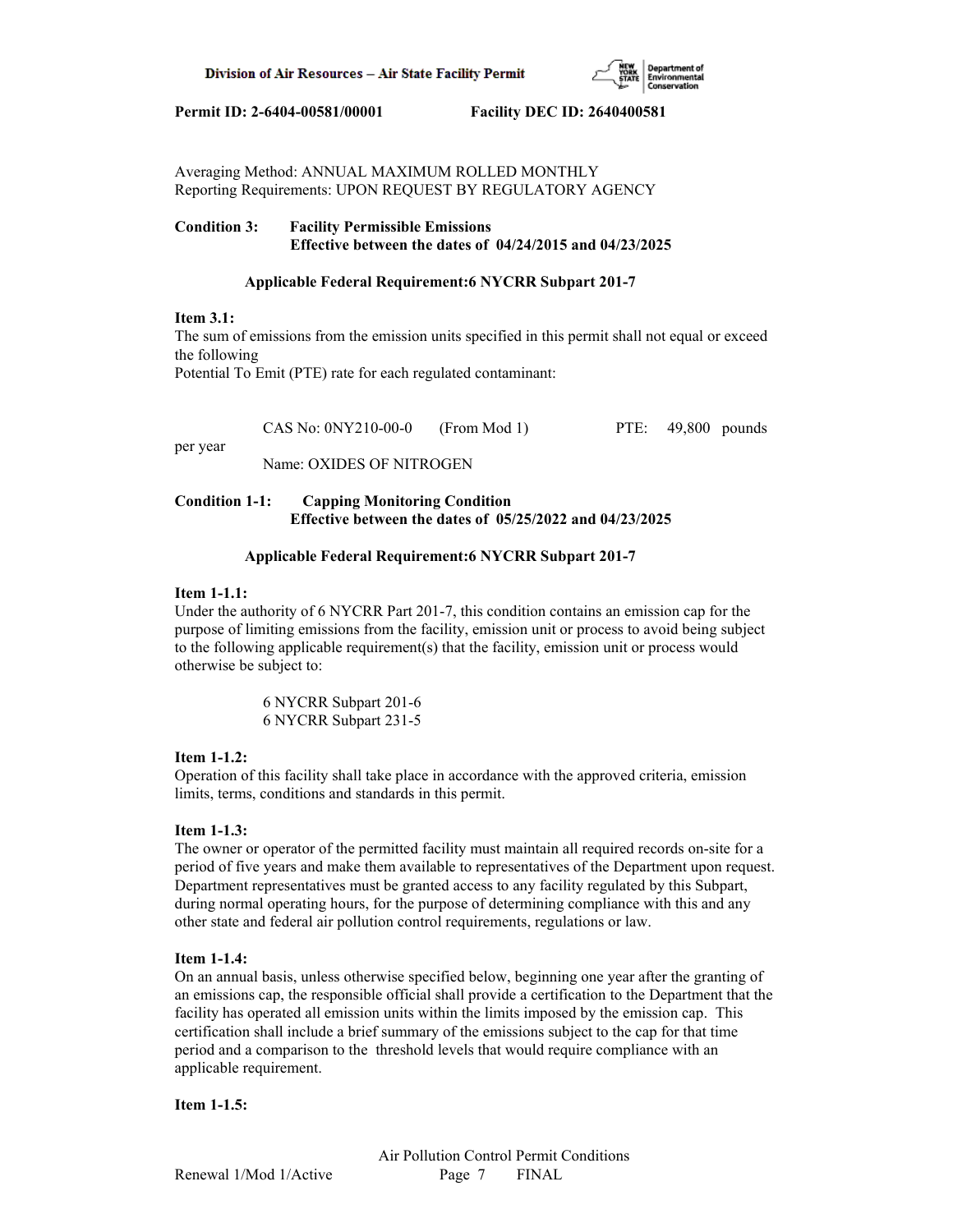Averaging Method: ANNUAL MAXIMUM ROLLED MONTHLY
Reporting Requirements: UPON REQUEST BY REGULATORY AGENCY

**Condition 3: Facility Permissible Emissions**
**Effective between the dates of 04/24/2015 and 04/23/2025**

**Applicable Federal Requirement:6 NYCRR Subpart 201-7**

**Item 3.1:**
The sum of emissions from the emission units specified in this permit shall not equal or exceed the following
Potential To Emit (PTE) rate for each regulated contaminant:

CAS No: 0NY210-00-0 (From Mod 1) PTE: 49,800 pounds per year
Name: OXIDES OF NITROGEN

**Condition 1-1: Capping Monitoring Condition**
**Effective between the dates of 05/25/2022 and 04/23/2025**

**Applicable Federal Requirement:6 NYCRR Subpart 201-7**

**Item 1-1.1:**
Under the authority of 6 NYCRR Part 201-7, this condition contains an emission cap for the purpose of limiting emissions from the facility, emission unit or process to avoid being subject to the following applicable requirement(s) that the facility, emission unit or process would otherwise be subject to:

6 NYCRR Subpart 201-6
6 NYCRR Subpart 231-5

**Item 1-1.2:**
Operation of this facility shall take place in accordance with the approved criteria, emission limits, terms, conditions and standards in this permit.

**Item 1-1.3:**
The owner or operator of the permitted facility must maintain all required records on-site for a period of five years and make them available to representatives of the Department upon request. Department representatives must be granted access to any facility regulated by this Subpart, during normal operating hours, for the purpose of determining compliance with this and any other state and federal air pollution control requirements, regulations or law.

**Item 1-1.4:**
On an annual basis, unless otherwise specified below, beginning one year after the granting of an emissions cap, the responsible official shall provide a certification to the Department that the facility has operated all emission units within the limits imposed by the emission cap. This certification shall include a brief summary of the emissions subject to the cap for that time period and a comparison to the threshold levels that would require compliance with an applicable requirement.

**Item 1-1.5:**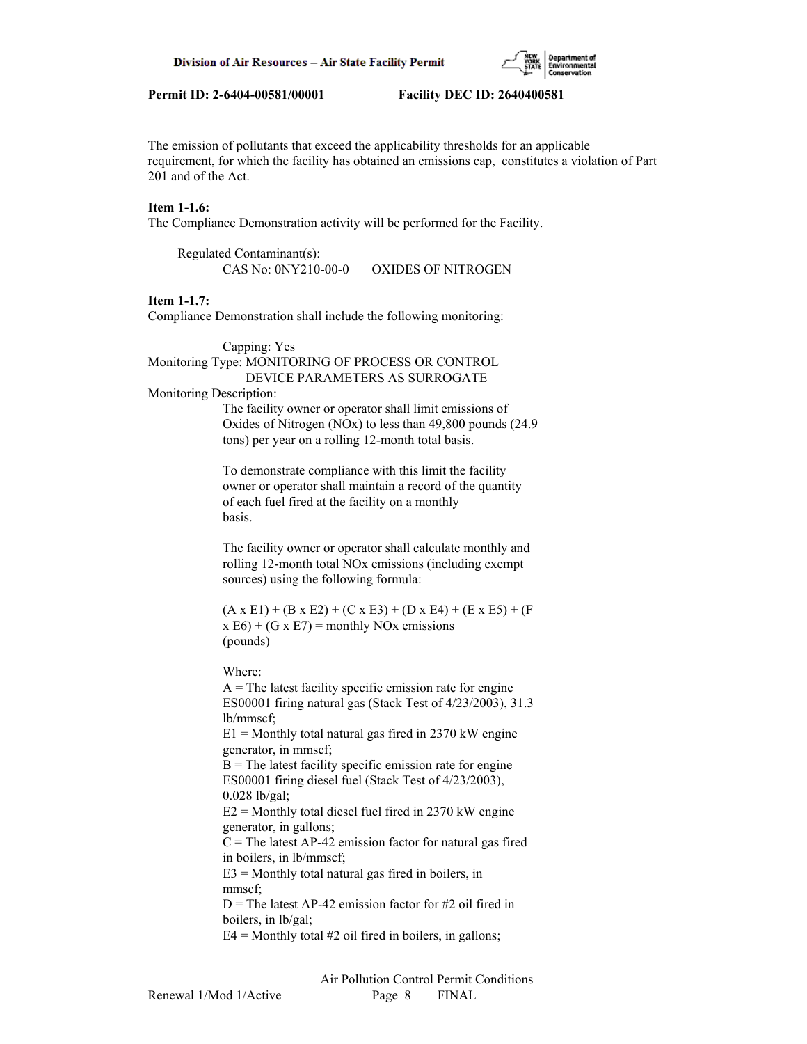The emission of pollutants that exceed the applicability thresholds for an applicable requirement, for which the facility has obtained an emissions cap, constitutes a violation of Part 201 and of the Act.

**Item 1-1.6:**
The Compliance Demonstration activity will be performed for the Facility.

Regulated Contaminant(s):
CAS No: 0NY210-00-0 OXIDES OF NITROGEN

**Item 1-1.7:**
Compliance Demonstration shall include the following monitoring:

Capping: Yes
Monitoring Type: MONITORING OF PROCESS OR CONTROL DEVICE PARAMETERS AS SURROGATE
Monitoring Description:

The facility owner or operator shall limit emissions of Oxides of Nitrogen (NOx) to less than 49,800 pounds (24.9 tons) per year on a rolling 12-month total basis.

To demonstrate compliance with this limit the facility owner or operator shall maintain a record of the quantity of each fuel fired at the facility on a monthly basis.

The facility owner or operator shall calculate monthly and rolling 12-month total NOx emissions (including exempt sources) using the following formula:

(A x E1) + (B x E2) + (C x E3) + (D x E4) + (E x E5) + (F x E6) + (G x E7) = monthly NOx emissions (pounds)

Where:
A = The latest facility specific emission rate for engine ES00001 firing natural gas (Stack Test of 4/23/2003), 31.3 lb/mmscf;
E1 = Monthly total natural gas fired in 2370 kW engine generator, in mmscf;
B = The latest facility specific emission rate for engine ES00001 firing diesel fuel (Stack Test of 4/23/2003), 0.028 lb/gal;
E2 = Monthly total diesel fuel fired in 2370 kW engine generator, in gallons;
C = The latest AP-42 emission factor for natural gas fired in boilers, in lb/mmscf;
E3 = Monthly total natural gas fired in boilers, in mmscf;
D = The latest AP-42 emission factor for #2 oil fired in boilers, in lb/gal;
E4 = Monthly total #2 oil fired in boilers, in gallons;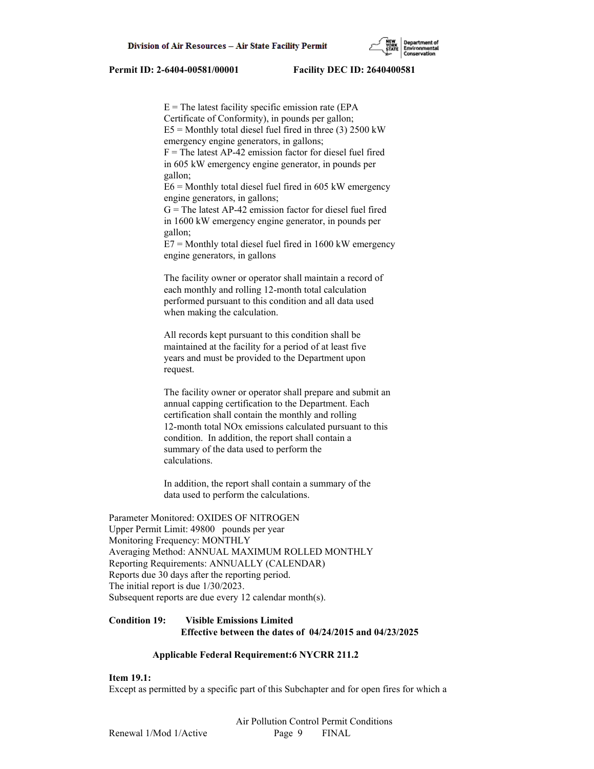E = The latest facility specific emission rate (EPA Certificate of Conformity), in pounds per gallon;
E5 = Monthly total diesel fuel fired in three (3) 2500 kW emergency engine generators, in gallons;
F = The latest AP-42 emission factor for diesel fuel fired in 605 kW emergency engine generator, in pounds per gallon;
E6 = Monthly total diesel fuel fired in 605 kW emergency engine generators, in gallons;
G = The latest AP-42 emission factor for diesel fuel fired in 1600 kW emergency engine generator, in pounds per gallon;
E7 = Monthly total diesel fuel fired in 1600 kW emergency engine generators, in gallons

The facility owner or operator shall maintain a record of each monthly and rolling 12-month total calculation performed pursuant to this condition and all data used when making the calculation.

All records kept pursuant to this condition shall be maintained at the facility for a period of at least five years and must be provided to the Department upon request.

The facility owner or operator shall prepare and submit an annual capping certification to the Department. Each certification shall contain the monthly and rolling 12-month total NOx emissions calculated pursuant to this condition. In addition, the report shall contain a summary of the data used to perform the calculations.

In addition, the report shall contain a summary of the data used to perform the calculations.

Parameter Monitored: OXIDES OF NITROGEN
Upper Permit Limit: 49800 pounds per year
Monitoring Frequency: MONTHLY
Averaging Method: ANNUAL MAXIMUM ROLLED MONTHLY
Reporting Requirements: ANNUALLY (CALENDAR)
Reports due 30 days after the reporting period.
The initial report is due 1/30/2023.
Subsequent reports are due every 12 calendar month(s).

**Condition 19: Visible Emissions Limited**
**Effective between the dates of 04/24/2015 and 04/23/2025**

**Applicable Federal Requirement:6 NYCRR 211.2**

**Item 19.1:**
Except as permitted by a specific part of this Subchapter and for open fires for which a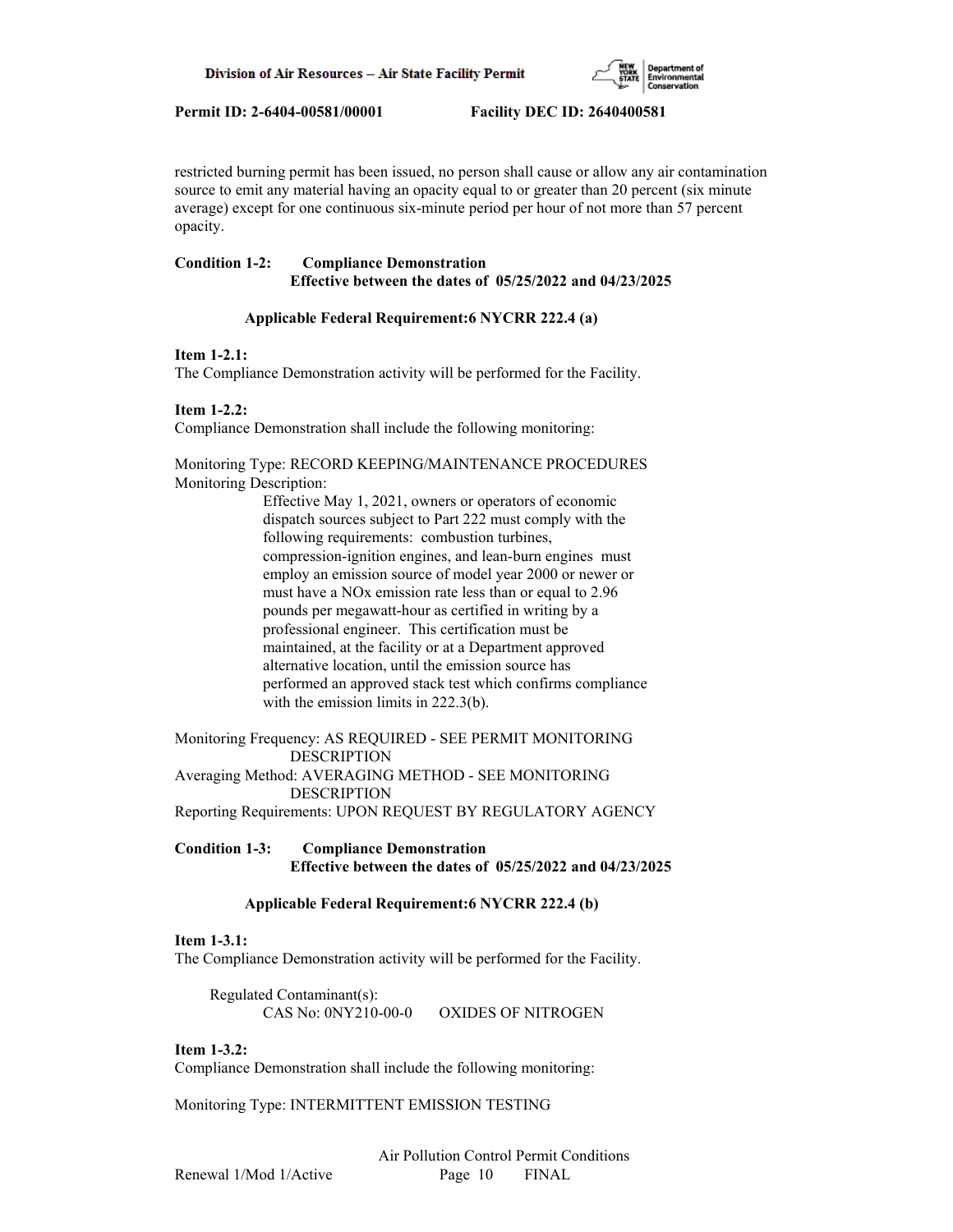restricted burning permit has been issued, no person shall cause or allow any air contamination source to emit any material having an opacity equal to or greater than 20 percent (six minute average) except for one continuous six-minute period per hour of not more than 57 percent opacity.

**Condition 1-2: Compliance Demonstration**
**Effective between the dates of 05/25/2022 and 04/23/2025**

**Applicable Federal Requirement:6 NYCRR 222.4 (a)**

**Item 1-2.1:**
The Compliance Demonstration activity will be performed for the Facility.

**Item 1-2.2:**
Compliance Demonstration shall include the following monitoring:

Monitoring Type: RECORD KEEPING/MAINTENANCE PROCEDURES
Monitoring Description:

Effective May 1, 2021, owners or operators of economic dispatch sources subject to Part 222 must comply with the following requirements: combustion turbines, compression-ignition engines, and lean-burn engines must employ an emission source of model year 2000 or newer or must have a NOx emission rate less than or equal to 2.96 pounds per megawatt-hour as certified in writing by a professional engineer. This certification must be maintained, at the facility or at a Department approved alternative location, until the emission source has performed an approved stack test which confirms compliance with the emission limits in 222.3(b).

Monitoring Frequency: AS REQUIRED - SEE PERMIT MONITORING DESCRIPTION
Averaging Method: AVERAGING METHOD - SEE MONITORING DESCRIPTION
Reporting Requirements: UPON REQUEST BY REGULATORY AGENCY

**Condition 1-3: Compliance Demonstration**
**Effective between the dates of 05/25/2022 and 04/23/2025**

**Applicable Federal Requirement:6 NYCRR 222.4 (b)**

**Item 1-3.1:**
The Compliance Demonstration activity will be performed for the Facility.

Regulated Contaminant(s):
CAS No: 0NY210-00-0 OXIDES OF NITROGEN

**Item 1-3.2:**
Compliance Demonstration shall include the following monitoring:

Monitoring Type: INTERMITTENT EMISSION TESTING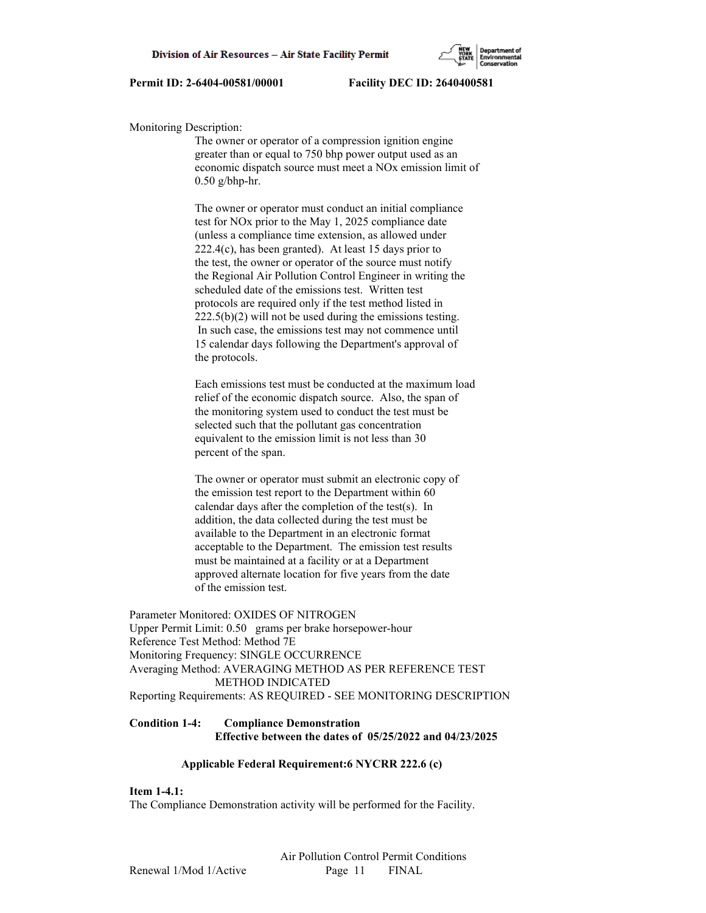Monitoring Description:

The owner or operator of a compression ignition engine greater than or equal to 750 bhp power output used as an economic dispatch source must meet a NOx emission limit of 0.50 g/bhp-hr.

The owner or operator must conduct an initial compliance test for NOx prior to the May 1, 2025 compliance date (unless a compliance time extension, as allowed under 222.4(c), has been granted). At least 15 days prior to the test, the owner or operator of the source must notify the Regional Air Pollution Control Engineer in writing the scheduled date of the emissions test. Written test protocols are required only if the test method listed in 222.5(b)(2) will not be used during the emissions testing. In such case, the emissions test may not commence until 15 calendar days following the Department's approval of the protocols.

Each emissions test must be conducted at the maximum load relief of the economic dispatch source. Also, the span of the monitoring system used to conduct the test must be selected such that the pollutant gas concentration equivalent to the emission limit is not less than 30 percent of the span.

The owner or operator must submit an electronic copy of the emission test report to the Department within 60 calendar days after the completion of the test(s). In addition, the data collected during the test must be available to the Department in an electronic format acceptable to the Department. The emission test results must be maintained at a facility or at a Department approved alternate location for five years from the date of the emission test.

Parameter Monitored: OXIDES OF NITROGEN
Upper Permit Limit: 0.50 grams per brake horsepower-hour
Reference Test Method: Method 7E
Monitoring Frequency: SINGLE OCCURRENCE
Averaging Method: AVERAGING METHOD AS PER REFERENCE TEST METHOD INDICATED
Reporting Requirements: AS REQUIRED - SEE MONITORING DESCRIPTION

**Condition 1-4: Compliance Demonstration**
**Effective between the dates of 05/25/2022 and 04/23/2025**

**Applicable Federal Requirement:6 NYCRR 222.6 (c)**

**Item 1-4.1:**
The Compliance Demonstration activity will be performed for the Facility.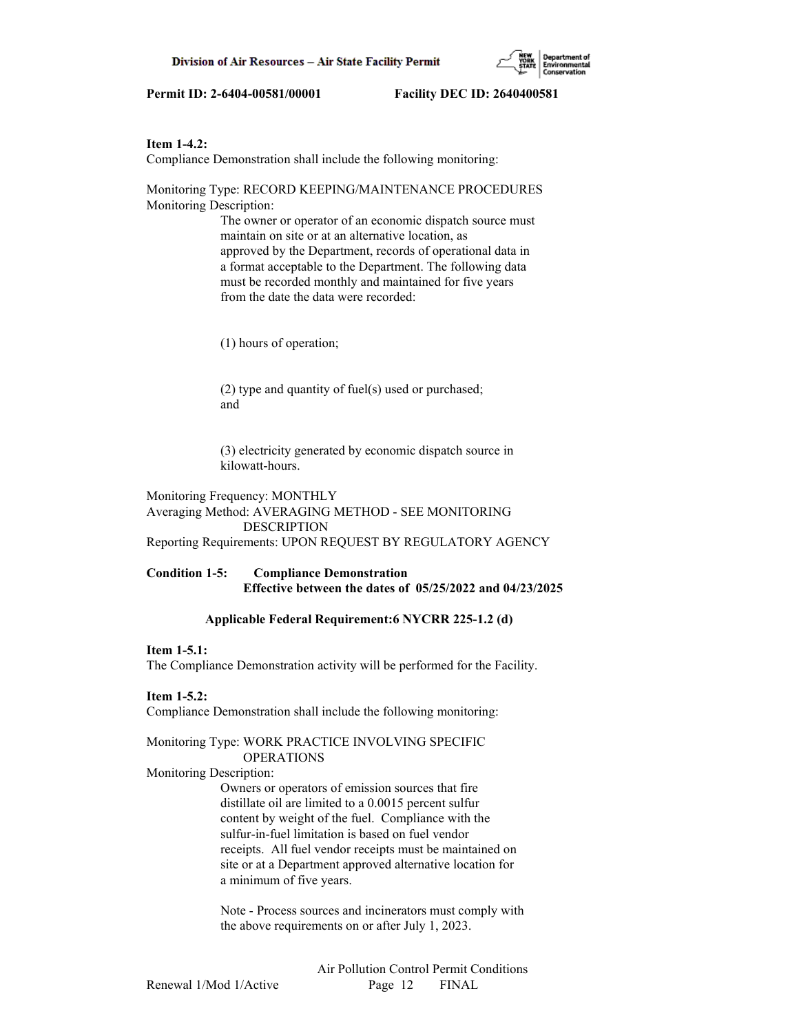**Item 1-4.2:**
Compliance Demonstration shall include the following monitoring:

Monitoring Type: RECORD KEEPING/MAINTENANCE PROCEDURES
Monitoring Description:

The owner or operator of an economic dispatch source must maintain on site or at an alternative location, as approved by the Department, records of operational data in a format acceptable to the Department. The following data must be recorded monthly and maintained for five years from the date the data were recorded:

(1) hours of operation;

(2) type and quantity of fuel(s) used or purchased; and

(3) electricity generated by economic dispatch source in kilowatt-hours.

Monitoring Frequency: MONTHLY
Averaging Method: AVERAGING METHOD - SEE MONITORING DESCRIPTION
Reporting Requirements: UPON REQUEST BY REGULATORY AGENCY

**Condition 1-5: Compliance Demonstration**
**Effective between the dates of 05/25/2022 and 04/23/2025**

**Applicable Federal Requirement:6 NYCRR 225-1.2 (d)**

**Item 1-5.1:**
The Compliance Demonstration activity will be performed for the Facility.

**Item 1-5.2:**
Compliance Demonstration shall include the following monitoring:

Monitoring Type: WORK PRACTICE INVOLVING SPECIFIC OPERATIONS
Monitoring Description:

Owners or operators of emission sources that fire distillate oil are limited to a 0.0015 percent sulfur content by weight of the fuel. Compliance with the sulfur-in-fuel limitation is based on fuel vendor receipts. All fuel vendor receipts must be maintained on site or at a Department approved alternative location for a minimum of five years.

Note - Process sources and incinerators must comply with the above requirements on or after July 1, 2023.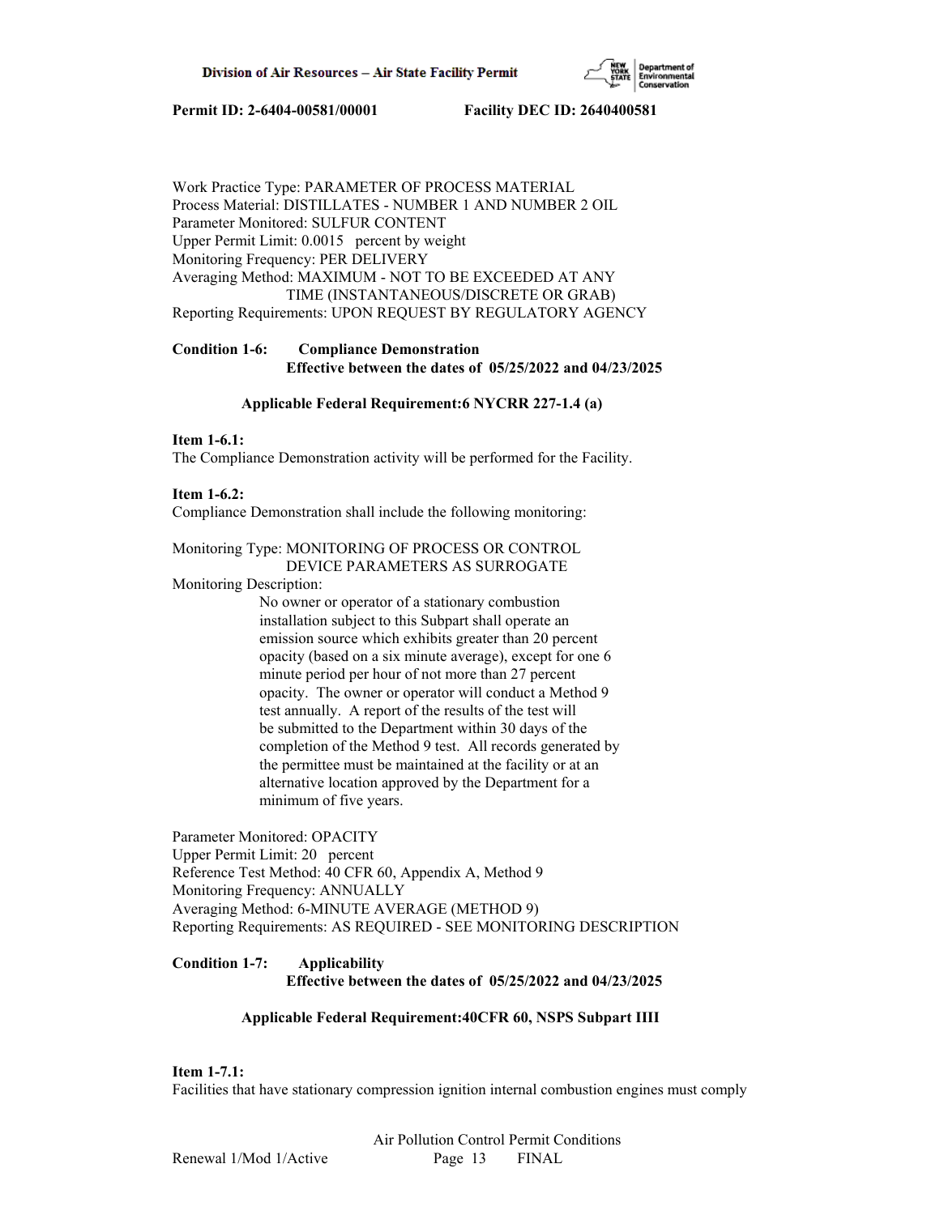Work Practice Type: PARAMETER OF PROCESS MATERIAL
Process Material: DISTILLATES - NUMBER 1 AND NUMBER 2 OIL
Parameter Monitored: SULFUR CONTENT
Upper Permit Limit: 0.0015 percent by weight
Monitoring Frequency: PER DELIVERY
Averaging Method: MAXIMUM - NOT TO BE EXCEEDED AT ANY TIME (INSTANTANEOUS/DISCRETE OR GRAB)
Reporting Requirements: UPON REQUEST BY REGULATORY AGENCY

**Condition 1-6: Compliance Demonstration**
**Effective between the dates of 05/25/2022 and 04/23/2025**

**Applicable Federal Requirement:6 NYCRR 227-1.4 (a)**

**Item 1-6.1:**
The Compliance Demonstration activity will be performed for the Facility.

**Item 1-6.2:**
Compliance Demonstration shall include the following monitoring:

Monitoring Type: MONITORING OF PROCESS OR CONTROL DEVICE PARAMETERS AS SURROGATE
Monitoring Description:
No owner or operator of a stationary combustion installation subject to this Subpart shall operate an emission source which exhibits greater than 20 percent opacity (based on a six minute average), except for one 6 minute period per hour of not more than 27 percent opacity. The owner or operator will conduct a Method 9 test annually. A report of the results of the test will be submitted to the Department within 30 days of the completion of the Method 9 test. All records generated by the permittee must be maintained at the facility or at an alternative location approved by the Department for a minimum of five years.

Parameter Monitored: OPACITY
Upper Permit Limit: 20 percent
Reference Test Method: 40 CFR 60, Appendix A, Method 9
Monitoring Frequency: ANNUALLY
Averaging Method: 6-MINUTE AVERAGE (METHOD 9)
Reporting Requirements: AS REQUIRED - SEE MONITORING DESCRIPTION

**Condition 1-7: Applicability**
**Effective between the dates of 05/25/2022 and 04/23/2025**

**Applicable Federal Requirement:40CFR 60, NSPS Subpart IIII**

**Item 1-7.1:**
Facilities that have stationary compression ignition internal combustion engines must comply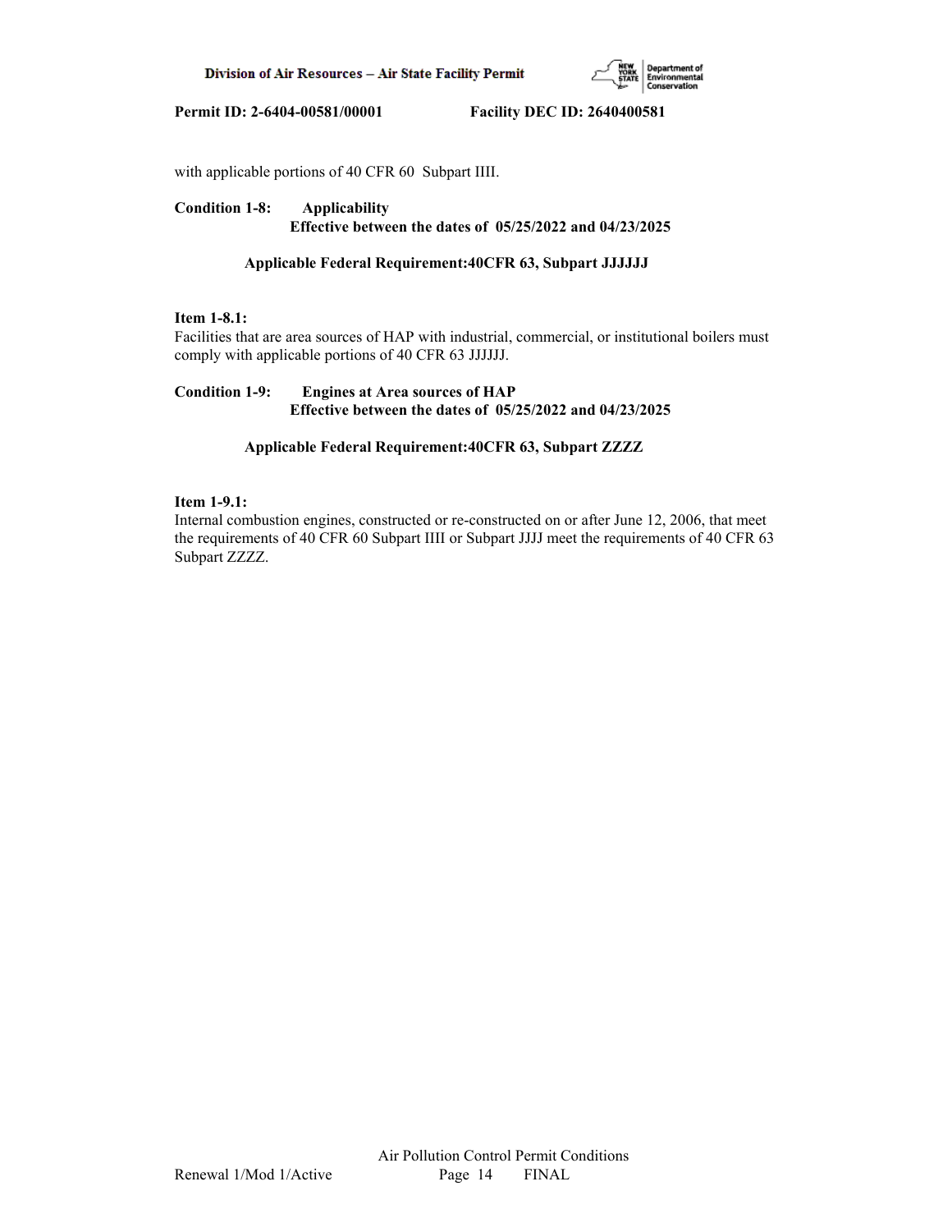with applicable portions of 40 CFR 60 Subpart IIII.

**Condition 1-8: Applicability**
**Effective between the dates of 05/25/2022 and 04/23/2025**

**Applicable Federal Requirement:40CFR 63, Subpart JJJJJJ**

**Item 1-8.1:**
Facilities that are area sources of HAP with industrial, commercial, or institutional boilers must comply with applicable portions of 40 CFR 63 JJJJJJ.

**Condition 1-9: Engines at Area sources of HAP**
**Effective between the dates of 05/25/2022 and 04/23/2025**

**Applicable Federal Requirement:40CFR 63, Subpart ZZZZ**

**Item 1-9.1:**
Internal combustion engines, constructed or re-constructed on or after June 12, 2006, that meet the requirements of 40 CFR 60 Subpart IIII or Subpart JJJJ meet the requirements of 40 CFR 63 Subpart ZZZZ.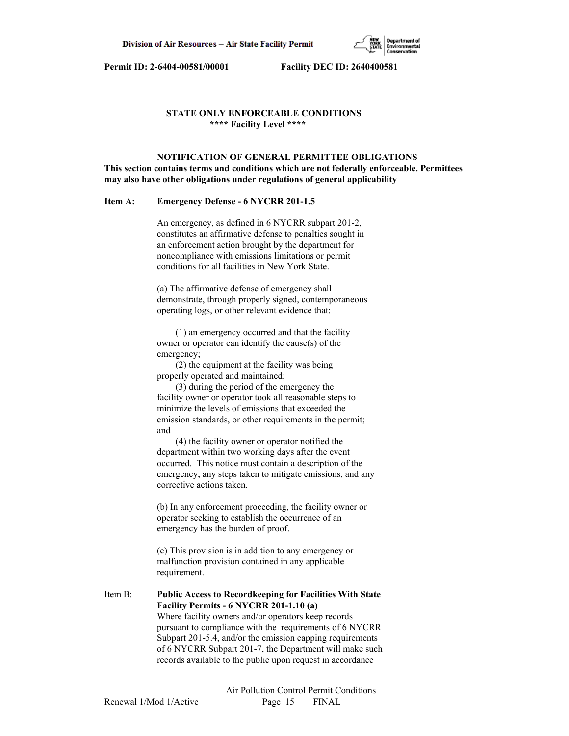**Permit ID: 2-6404-00581/00001 Facility DEC ID: 2640400581**

## STATE ONLY ENFORCEABLE CONDITIONS
### **** Facility Level ****

**NOTIFICATION OF GENERAL PERMITTEE OBLIGATIONS**
**This section contains terms and conditions which are not federally enforceable. Permittees may also have other obligations under regulations of general applicability**

**Item A: Emergency Defense - 6 NYCRR 201-1.5**

An emergency, as defined in 6 NYCRR subpart 201-2, constitutes an affirmative defense to penalties sought in an enforcement action brought by the department for noncompliance with emissions limitations or permit conditions for all facilities in New York State.

(a) The affirmative defense of emergency shall demonstrate, through properly signed, contemporaneous operating logs, or other relevant evidence that:

(1) an emergency occurred and that the facility owner or operator can identify the cause(s) of the emergency;
(2) the equipment at the facility was being properly operated and maintained;
(3) during the period of the emergency the facility owner or operator took all reasonable steps to minimize the levels of emissions that exceeded the emission standards, or other requirements in the permit; and
(4) the facility owner or operator notified the department within two working days after the event occurred. This notice must contain a description of the emergency, any steps taken to mitigate emissions, and any corrective actions taken.

(b) In any enforcement proceeding, the facility owner or operator seeking to establish the occurrence of an emergency has the burden of proof.

(c) This provision is in addition to any emergency or malfunction provision contained in any applicable requirement.

Item B: **Public Access to Recordkeeping for Facilities With State Facility Permits - 6 NYCRR 201-1.10 (a)**
Where facility owners and/or operators keep records pursuant to compliance with the requirements of 6 NYCRR Subpart 201-5.4, and/or the emission capping requirements of 6 NYCRR Subpart 201-7, the Department will make such records available to the public upon request in accordance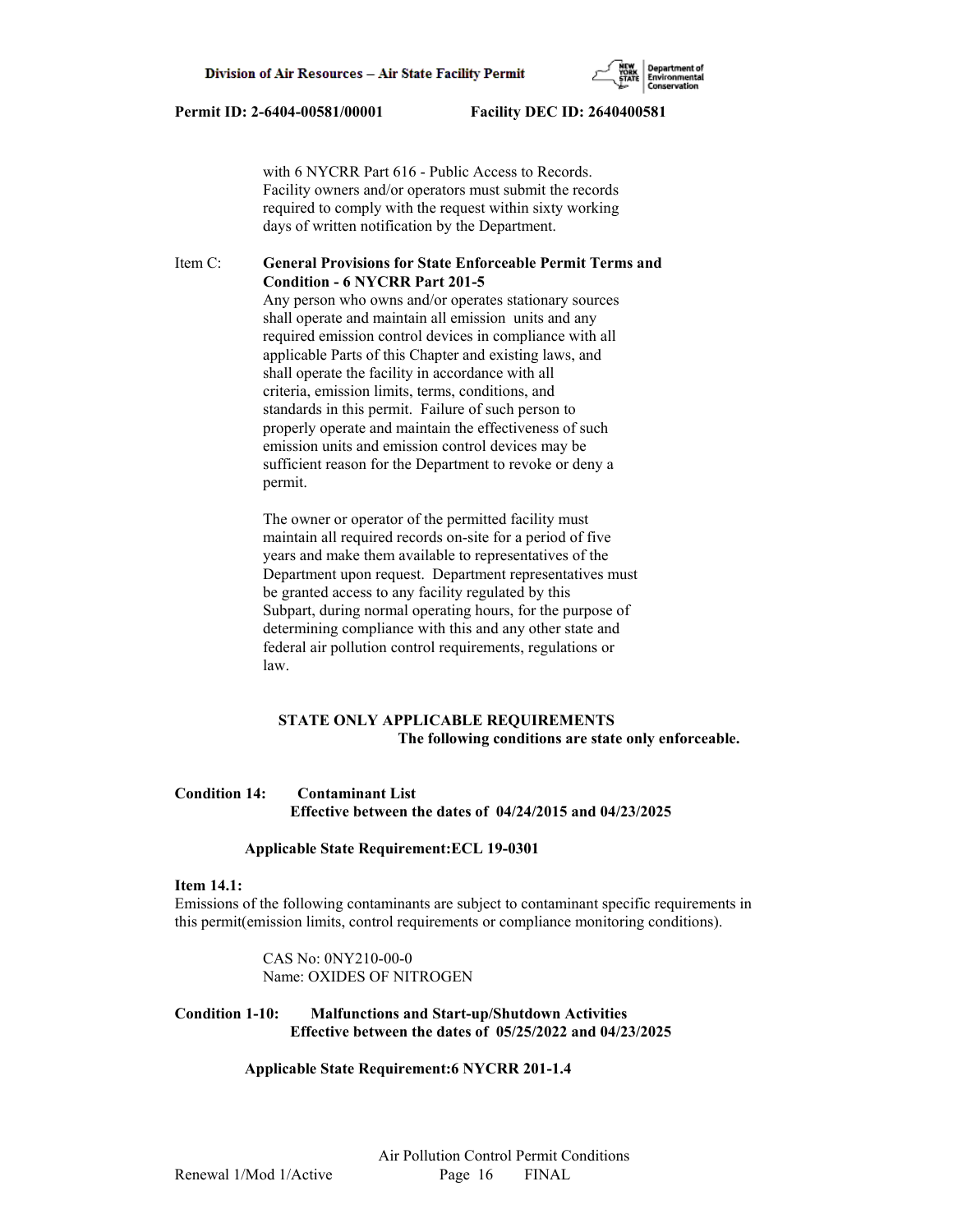with 6 NYCRR Part 616 - Public Access to Records. Facility owners and/or operators must submit the records required to comply with the request within sixty working days of written notification by the Department.

Item C: **General Provisions for State Enforceable Permit Terms and Condition - 6 NYCRR Part 201-5**

Any person who owns and/or operates stationary sources shall operate and maintain all emission units and any required emission control devices in compliance with all applicable Parts of this Chapter and existing laws, and shall operate the facility in accordance with all criteria, emission limits, terms, conditions, and standards in this permit. Failure of such person to properly operate and maintain the effectiveness of such emission units and emission control devices may be sufficient reason for the Department to revoke or deny a permit.

The owner or operator of the permitted facility must maintain all required records on-site for a period of five years and make them available to representatives of the Department upon request. Department representatives must be granted access to any facility regulated by this Subpart, during normal operating hours, for the purpose of determining compliance with this and any other state and federal air pollution control requirements, regulations or law.

**STATE ONLY APPLICABLE REQUIREMENTS**
**The following conditions are state only enforceable.**

**Condition 14: Contaminant List**
**Effective between the dates of 04/24/2015 and 04/23/2025**

**Applicable State Requirement:ECL 19-0301**

**Item 14.1:**
Emissions of the following contaminants are subject to contaminant specific requirements in this permit(emission limits, control requirements or compliance monitoring conditions).

CAS No: 0NY210-00-0
Name: OXIDES OF NITROGEN

**Condition 1-10: Malfunctions and Start-up/Shutdown Activities**
**Effective between the dates of 05/25/2022 and 04/23/2025**

**Applicable State Requirement:6 NYCRR 201-1.4**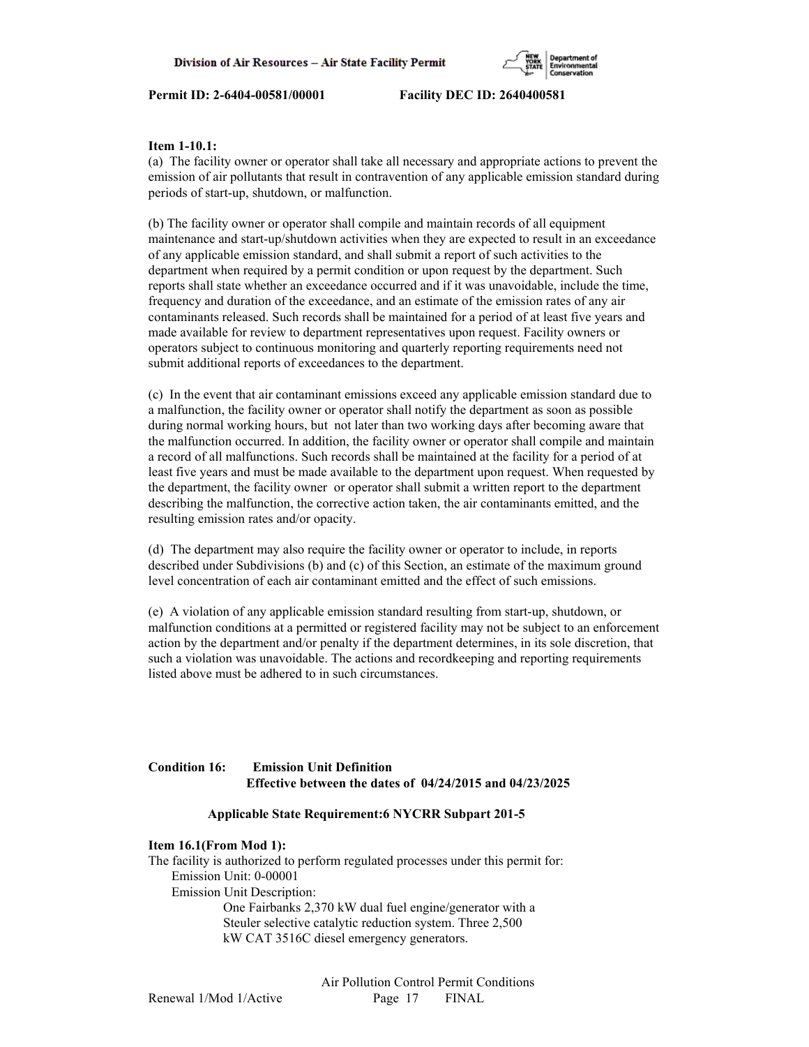**Item 1-10.1:**

(a) The facility owner or operator shall take all necessary and appropriate actions to prevent the emission of air pollutants that result in contravention of any applicable emission standard during periods of start-up, shutdown, or malfunction.

(b) The facility owner or operator shall compile and maintain records of all equipment maintenance and start-up/shutdown activities when they are expected to result in an exceedance of any applicable emission standard, and shall submit a report of such activities to the department when required by a permit condition or upon request by the department. Such reports shall state whether an exceedance occurred and if it was unavoidable, include the time, frequency and duration of the exceedance, and an estimate of the emission rates of any air contaminants released. Such records shall be maintained for a period of at least five years and made available for review to department representatives upon request. Facility owners or operators subject to continuous monitoring and quarterly reporting requirements need not submit additional reports of exceedances to the department.

(c) In the event that air contaminant emissions exceed any applicable emission standard due to a malfunction, the facility owner or operator shall notify the department as soon as possible during normal working hours, but not later than two working days after becoming aware that the malfunction occurred. In addition, the facility owner or operator shall compile and maintain a record of all malfunctions. Such records shall be maintained at the facility for a period of at least five years and must be made available to the department upon request. When requested by the department, the facility owner or operator shall submit a written report to the department describing the malfunction, the corrective action taken, the air contaminants emitted, and the resulting emission rates and/or opacity.

(d) The department may also require the facility owner or operator to include, in reports described under Subdivisions (b) and (c) of this Section, an estimate of the maximum ground level concentration of each air contaminant emitted and the effect of such emissions.

(e) A violation of any applicable emission standard resulting from start-up, shutdown, or malfunction conditions at a permitted or registered facility may not be subject to an enforcement action by the department and/or penalty if the department determines, in its sole discretion, that such a violation was unavoidable. The actions and recordkeeping and reporting requirements listed above must be adhered to in such circumstances.

**Condition 16: Emission Unit Definition**
**Effective between the dates of 04/24/2015 and 04/23/2025**

**Applicable State Requirement:6 NYCRR Subpart 201-5**

**Item 16.1(From Mod 1):**

The facility is authorized to perform regulated processes under this permit for:

Emission Unit: 0-00001

Emission Unit Description:

One Fairbanks 2,370 kW dual fuel engine/generator with a Steuler selective catalytic reduction system. Three 2,500 kW CAT 3516C diesel emergency generators.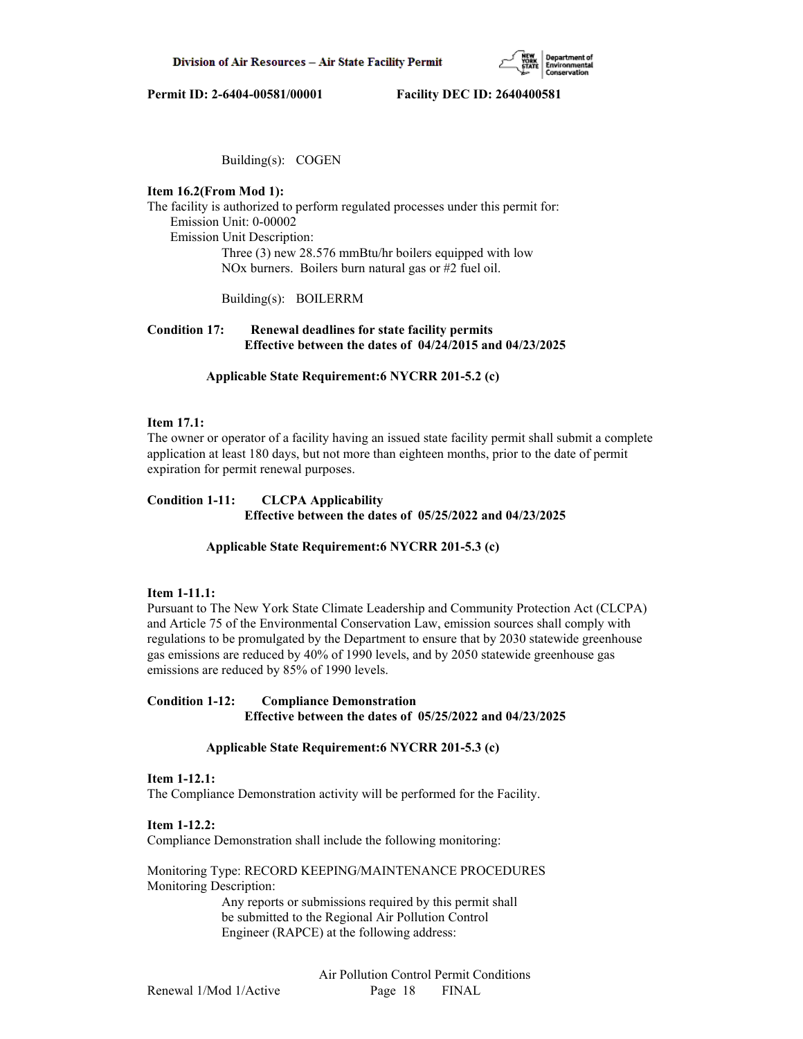Building(s): COGEN

**Item 16.2(From Mod 1):**
The facility is authorized to perform regulated processes under this permit for:
Emission Unit: 0-00002
Emission Unit Description:
Three (3) new 28.576 mmBtu/hr boilers equipped with low NOx burners. Boilers burn natural gas or #2 fuel oil.

Building(s): BOILERRM

**Condition 17: Renewal deadlines for state facility permits**
**Effective between the dates of 04/24/2015 and 04/23/2025**

**Applicable State Requirement:6 NYCRR 201-5.2 (c)**

**Item 17.1:**
The owner or operator of a facility having an issued state facility permit shall submit a complete application at least 180 days, but not more than eighteen months, prior to the date of permit expiration for permit renewal purposes.

**Condition 1-11: CLCPA Applicability**
**Effective between the dates of 05/25/2022 and 04/23/2025**

**Applicable State Requirement:6 NYCRR 201-5.3 (c)**

**Item 1-11.1:**
Pursuant to The New York State Climate Leadership and Community Protection Act (CLCPA) and Article 75 of the Environmental Conservation Law, emission sources shall comply with regulations to be promulgated by the Department to ensure that by 2030 statewide greenhouse gas emissions are reduced by 40% of 1990 levels, and by 2050 statewide greenhouse gas emissions are reduced by 85% of 1990 levels.

**Condition 1-12: Compliance Demonstration**
**Effective between the dates of 05/25/2022 and 04/23/2025**

**Applicable State Requirement:6 NYCRR 201-5.3 (c)**

**Item 1-12.1:**
The Compliance Demonstration activity will be performed for the Facility.

**Item 1-12.2:**
Compliance Demonstration shall include the following monitoring:

Monitoring Type: RECORD KEEPING/MAINTENANCE PROCEDURES
Monitoring Description:
Any reports or submissions required by this permit shall be submitted to the Regional Air Pollution Control Engineer (RAPCE) at the following address: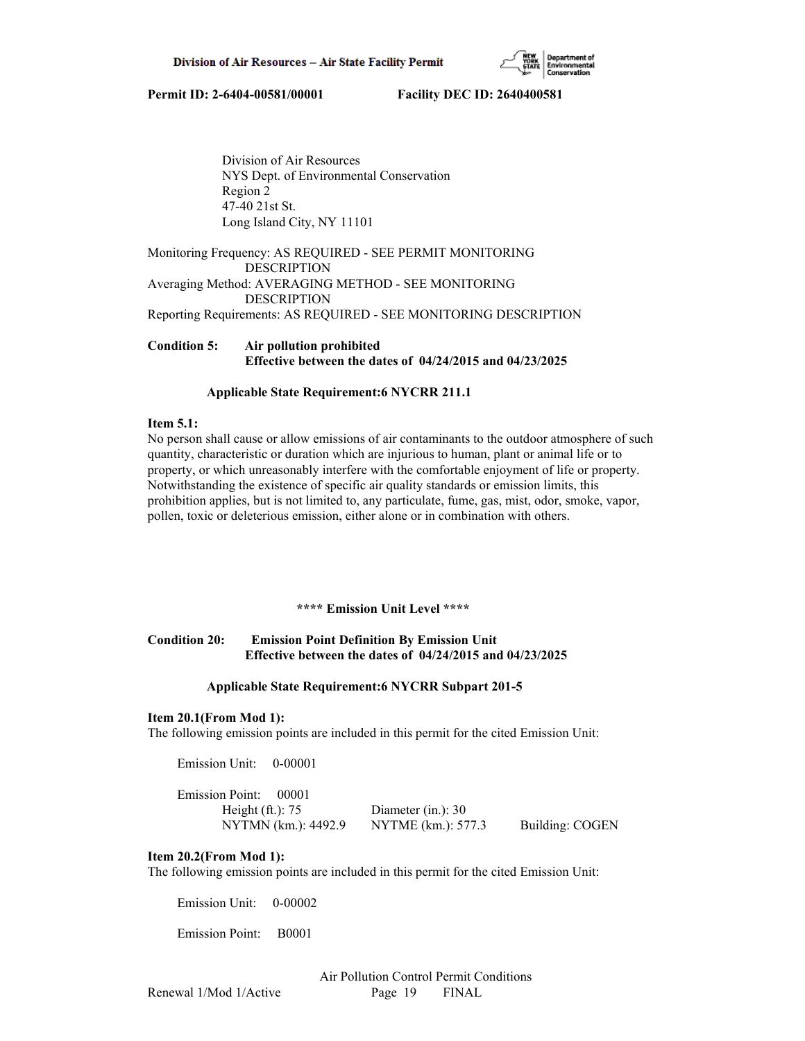Division of Air Resources
NYS Dept. of Environmental Conservation
Region 2
47-40 21st St.
Long Island City, NY 11101

Monitoring Frequency: AS REQUIRED - SEE PERMIT MONITORING DESCRIPTION
Averaging Method: AVERAGING METHOD - SEE MONITORING DESCRIPTION
Reporting Requirements: AS REQUIRED - SEE MONITORING DESCRIPTION

**Condition 5: Air pollution prohibited**
**Effective between the dates of 04/24/2015 and 04/23/2025**

**Applicable State Requirement:6 NYCRR 211.1**

**Item 5.1:**
No person shall cause or allow emissions of air contaminants to the outdoor atmosphere of such quantity, characteristic or duration which are injurious to human, plant or animal life or to property, or which unreasonably interfere with the comfortable enjoyment of life or property. Notwithstanding the existence of specific air quality standards or emission limits, this prohibition applies, but is not limited to, any particulate, fume, gas, mist, odor, smoke, vapor, pollen, toxic or deleterious emission, either alone or in combination with others.

**\*\*\*\* Emission Unit Level \*\*\*\***

**Condition 20: Emission Point Definition By Emission Unit**
**Effective between the dates of 04/24/2015 and 04/23/2025**

**Applicable State Requirement:6 NYCRR Subpart 201-5**

**Item 20.1(From Mod 1):**
The following emission points are included in this permit for the cited Emission Unit:

Emission Unit: 0-00001

Emission Point: 00001
Height (ft.): 75 Diameter (in.): 30
NYTMN (km.): 4492.9 NYTME (km.): 577.3 Building: COGEN

**Item 20.2(From Mod 1):**
The following emission points are included in this permit for the cited Emission Unit:

Emission Unit: 0-00002

Emission Point: B0001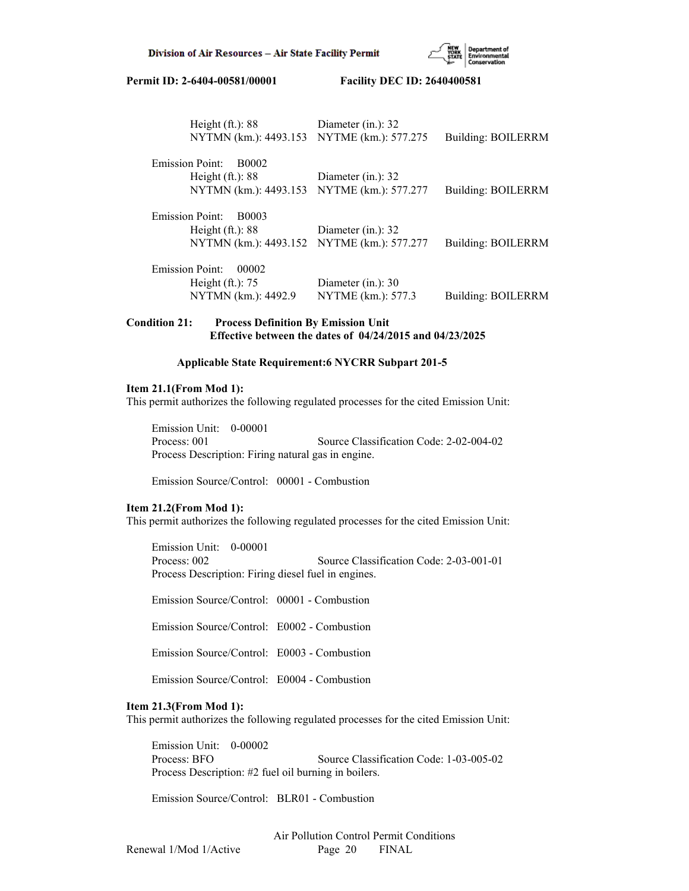Height (ft.): 88 Diameter (in.): 32
NYTMN (km.): 4493.153 NYTME (km.): 577.275 Building: BOILERRM

Emission Point: B0002
Height (ft.): 88 Diameter (in.): 32
NYTMN (km.): 4493.153 NYTME (km.): 577.277 Building: BOILERRM

Emission Point: B0003
Height (ft.): 88 Diameter (in.): 32
NYTMN (km.): 4493.152 NYTME (km.): 577.277 Building: BOILERRM

Emission Point: 00002
Height (ft.): 75 Diameter (in.): 30
NYTMN (km.): 4492.9 NYTME (km.): 577.3 Building: BOILERRM

**Condition 21: Process Definition By Emission Unit**
**Effective between the dates of 04/24/2015 and 04/23/2025**

**Applicable State Requirement:6 NYCRR Subpart 201-5**

**Item 21.1(From Mod 1):**
This permit authorizes the following regulated processes for the cited Emission Unit:

Emission Unit: 0-00001
Process: 001 Source Classification Code: 2-02-004-02
Process Description: Firing natural gas in engine.

Emission Source/Control: 00001 - Combustion

**Item 21.2(From Mod 1):**
This permit authorizes the following regulated processes for the cited Emission Unit:

Emission Unit: 0-00001
Process: 002 Source Classification Code: 2-03-001-01
Process Description: Firing diesel fuel in engines.

Emission Source/Control: 00001 - Combustion

Emission Source/Control: E0002 - Combustion

Emission Source/Control: E0003 - Combustion

Emission Source/Control: E0004 - Combustion

**Item 21.3(From Mod 1):**
This permit authorizes the following regulated processes for the cited Emission Unit:

Emission Unit: 0-00002
Process: BFO Source Classification Code: 1-03-005-02
Process Description: #2 fuel oil burning in boilers.

Emission Source/Control: BLR01 - Combustion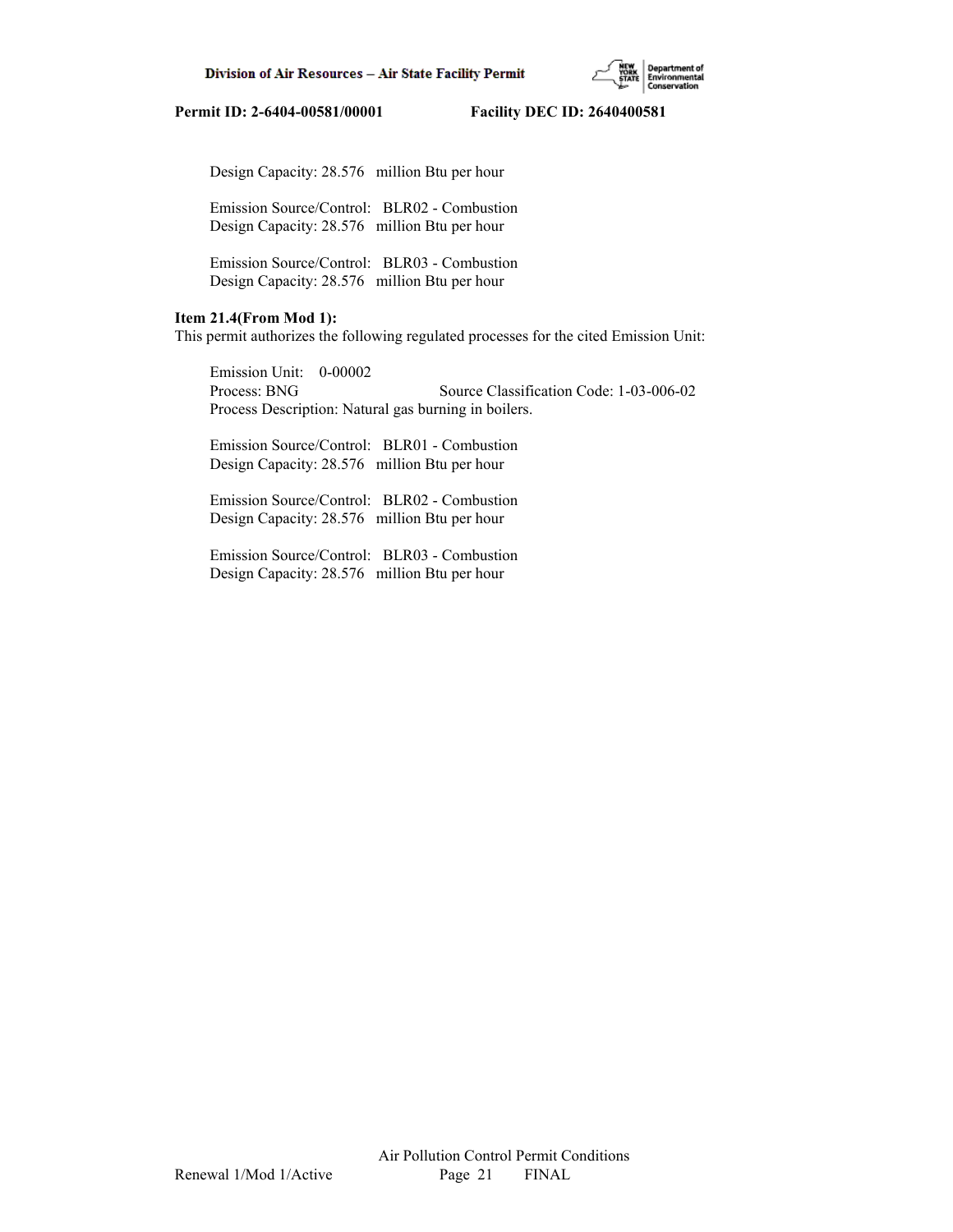Design Capacity: 28.576 million Btu per hour

Emission Source/Control: BLR02 - Combustion
Design Capacity: 28.576 million Btu per hour

Emission Source/Control: BLR03 - Combustion
Design Capacity: 28.576 million Btu per hour

**Item 21.4(From Mod 1):**
This permit authorizes the following regulated processes for the cited Emission Unit:

Emission Unit: 0-00002
Process: BNG Source Classification Code: 1-03-006-02
Process Description: Natural gas burning in boilers.

Emission Source/Control: BLR01 - Combustion
Design Capacity: 28.576 million Btu per hour

Emission Source/Control: BLR02 - Combustion
Design Capacity: 28.576 million Btu per hour

Emission Source/Control: BLR03 - Combustion
Design Capacity: 28.576 million Btu per hour